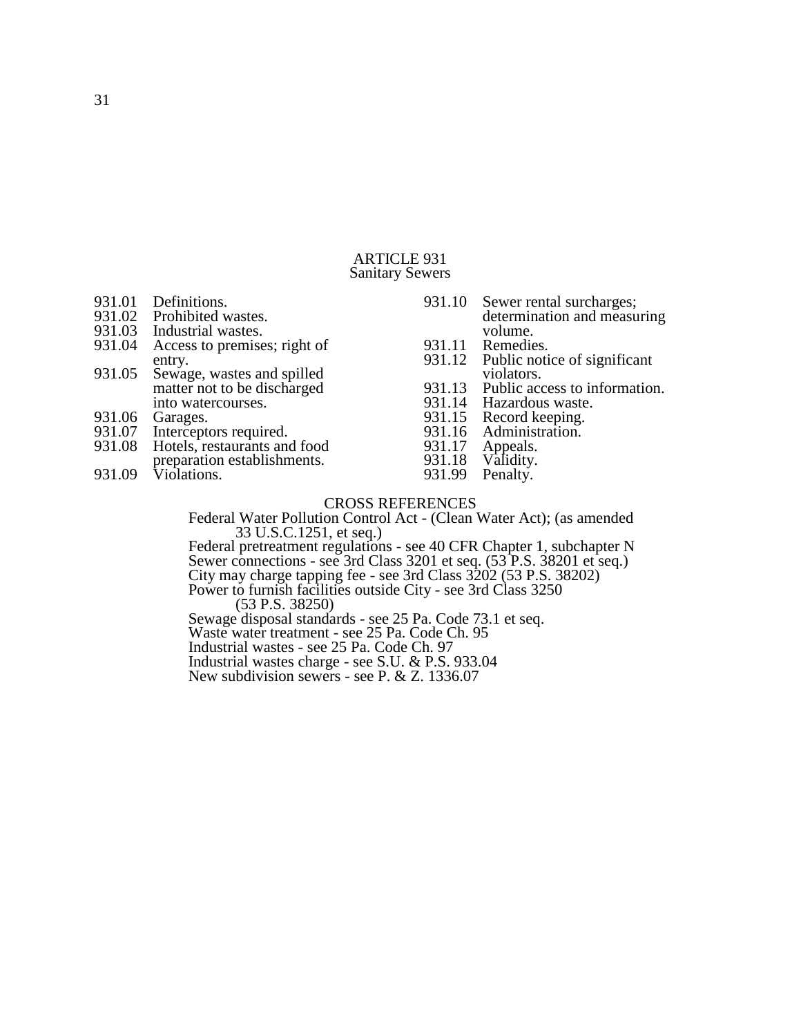# ARTICLE 931
## Sanitary Sewers

931.01 Definitions.
931.02 Prohibited wastes.
931.03 Industrial wastes.
931.04 Access to premises; right of entry.
931.05 Sewage, wastes and spilled matter not to be discharged into watercourses.
931.06 Garages.
931.07 Interceptors required.
931.08 Hotels, restaurants and food preparation establishments.
931.09 Violations.
931.10 Sewer rental surcharges; determination and measuring volume.
931.11 Remedies.
931.12 Public notice of significant violators.
931.13 Public access to information.
931.14 Hazardous waste.
931.15 Record keeping.
931.16 Administration.
931.17 Appeals.
931.18 Validity.
931.99 Penalty.

### CROSS REFERENCES

Federal Water Pollution Control Act - (Clean Water Act); (as amended 33 U.S.C.1251, et seq.)
Federal pretreatment regulations - see 40 CFR Chapter 1, subchapter N
Sewer connections - see 3rd Class 3201 et seq. (53 P.S. 38201 et seq.)
City may charge tapping fee - see 3rd Class 3202 (53 P.S. 38202)
Power to furnish facilities outside City - see 3rd Class 3250 (53 P.S. 38250)
Sewage disposal standards - see 25 Pa. Code 73.1 et seq.
Waste water treatment - see 25 Pa. Code Ch. 95
Industrial wastes - see 25 Pa. Code Ch. 97
Industrial wastes charge - see S.U. & P.S. 933.04
New subdivision sewers - see P. & Z. 1336.07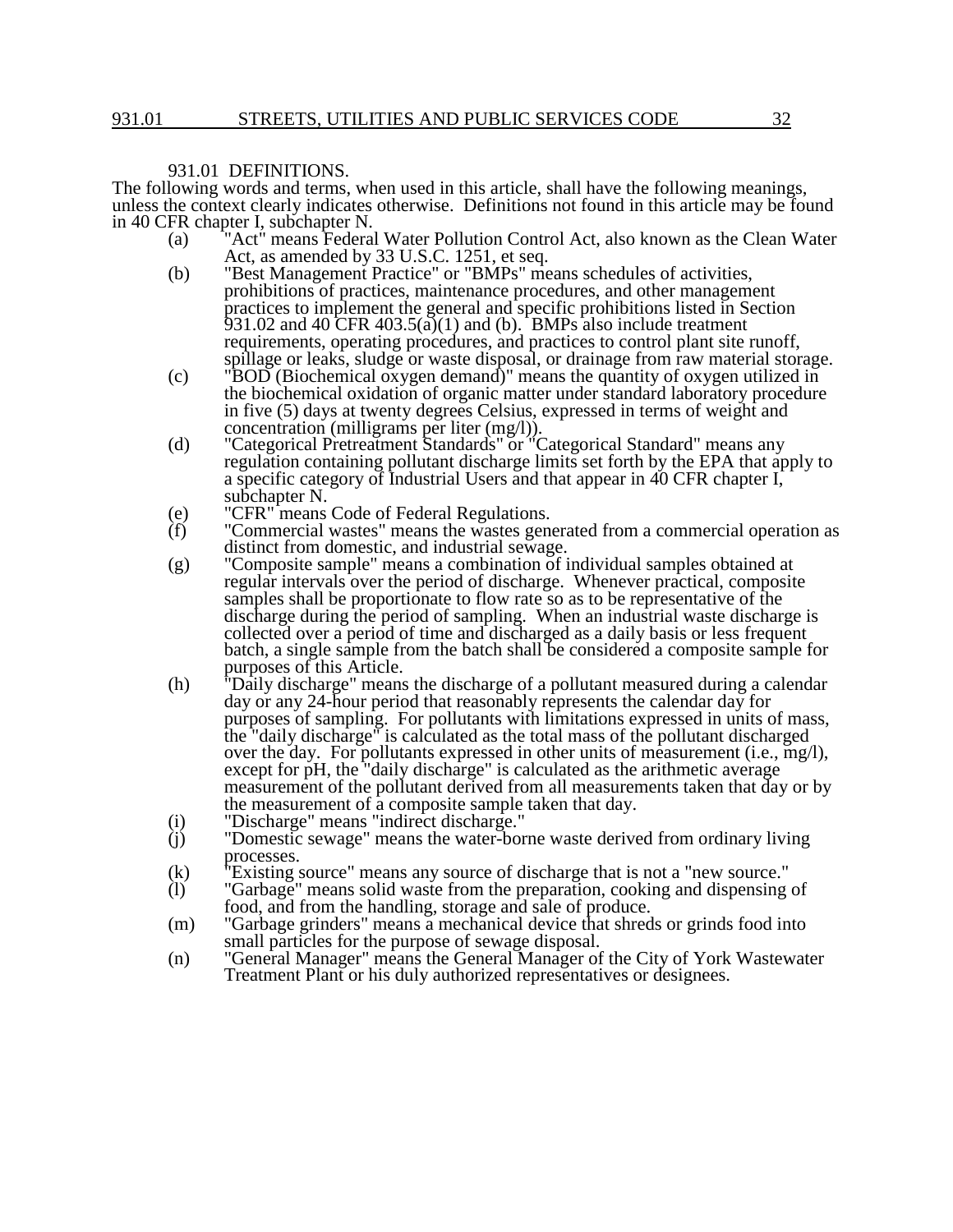## 931.01 DEFINITIONS.

The following words and terms, when used in this article, shall have the following meanings, unless the context clearly indicates otherwise. Definitions not found in this article may be found in 40 CFR chapter I, subchapter N.

(a) "Act" means Federal Water Pollution Control Act, also known as the Clean Water Act, as amended by 33 U.S.C. 1251, et seq.

(b) "Best Management Practice" or "BMPs" means schedules of activities, prohibitions of practices, maintenance procedures, and other management practices to implement the general and specific prohibitions listed in Section 931.02 and 40 CFR 403.5(a)(1) and (b). BMPs also include treatment requirements, operating procedures, and practices to control plant site runoff, spillage or leaks, sludge or waste disposal, or drainage from raw material storage.

(c) "BOD (Biochemical oxygen demand)" means the quantity of oxygen utilized in the biochemical oxidation of organic matter under standard laboratory procedure in five (5) days at twenty degrees Celsius, expressed in terms of weight and concentration (milligrams per liter (mg/l)).

(d) "Categorical Pretreatment Standards" or "Categorical Standard" means any regulation containing pollutant discharge limits set forth by the EPA that apply to a specific category of Industrial Users and that appear in 40 CFR chapter I, subchapter N.

(e) "CFR" means Code of Federal Regulations.

(f) "Commercial wastes" means the wastes generated from a commercial operation as distinct from domestic, and industrial sewage.

(g) "Composite sample" means a combination of individual samples obtained at regular intervals over the period of discharge. Whenever practical, composite samples shall be proportionate to flow rate so as to be representative of the discharge during the period of sampling. When an industrial waste discharge is collected over a period of time and discharged as a daily basis or less frequent batch, a single sample from the batch shall be considered a composite sample for purposes of this Article.

(h) "Daily discharge" means the discharge of a pollutant measured during a calendar day or any 24-hour period that reasonably represents the calendar day for purposes of sampling. For pollutants with limitations expressed in units of mass, the "daily discharge" is calculated as the total mass of the pollutant discharged over the day. For pollutants expressed in other units of measurement (i.e., mg/l), except for pH, the "daily discharge" is calculated as the arithmetic average measurement of the pollutant derived from all measurements taken that day or by the measurement of a composite sample taken that day.

(i) "Discharge" means "indirect discharge."

(j) "Domestic sewage" means the water-borne waste derived from ordinary living processes.

(k) "Existing source" means any source of discharge that is not a "new source."

(l) "Garbage" means solid waste from the preparation, cooking and dispensing of food, and from the handling, storage and sale of produce.

(m) "Garbage grinders" means a mechanical device that shreds or grinds food into small particles for the purpose of sewage disposal.

(n) "General Manager" means the General Manager of the City of York Wastewater Treatment Plant or his duly authorized representatives or designees.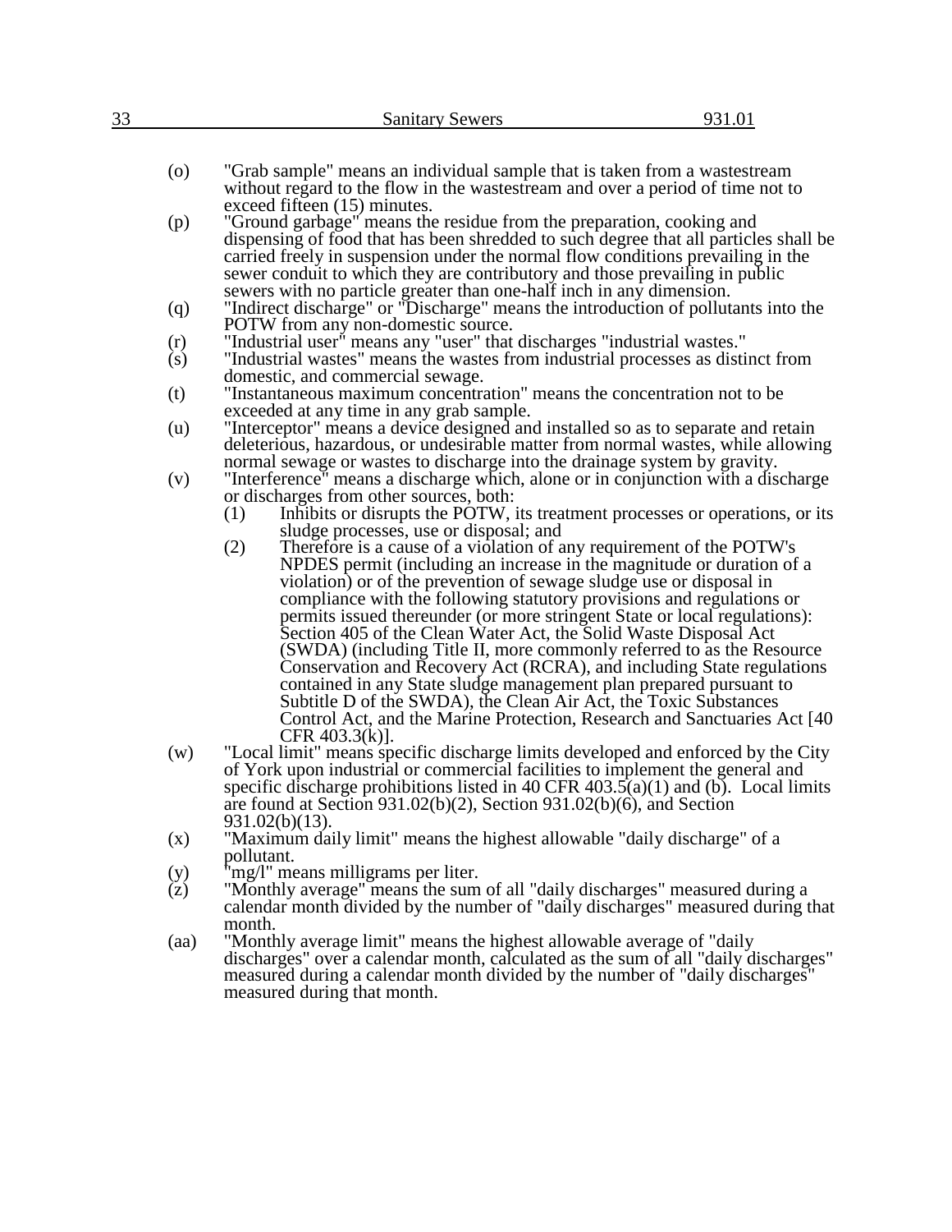(o) "Grab sample" means an individual sample that is taken from a wastestream without regard to the flow in the wastestream and over a period of time not to exceed fifteen (15) minutes.

(p) "Ground garbage" means the residue from the preparation, cooking and dispensing of food that has been shredded to such degree that all particles shall be carried freely in suspension under the normal flow conditions prevailing in the sewer conduit to which they are contributory and those prevailing in public sewers with no particle greater than one-half inch in any dimension.

(q) "Indirect discharge" or "Discharge" means the introduction of pollutants into the POTW from any non-domestic source.

(r) "Industrial user" means any "user" that discharges "industrial wastes."

(s) "Industrial wastes" means the wastes from industrial processes as distinct from domestic, and commercial sewage.

(t) "Instantaneous maximum concentration" means the concentration not to be exceeded at any time in any grab sample.

(u) "Interceptor" means a device designed and installed so as to separate and retain deleterious, hazardous, or undesirable matter from normal wastes, while allowing normal sewage or wastes to discharge into the drainage system by gravity.

(v) "Interference" means a discharge which, alone or in conjunction with a discharge or discharges from other sources, both:

  (1) Inhibits or disrupts the POTW, its treatment processes or operations, or its sludge processes, use or disposal; and

  (2) Therefore is a cause of a violation of any requirement of the POTW's NPDES permit (including an increase in the magnitude or duration of a violation) or of the prevention of sewage sludge use or disposal in compliance with the following statutory provisions and regulations or permits issued thereunder (or more stringent State or local regulations): Section 405 of the Clean Water Act, the Solid Waste Disposal Act (SWDA) (including Title II, more commonly referred to as the Resource Conservation and Recovery Act (RCRA), and including State regulations contained in any State sludge management plan prepared pursuant to Subtitle D of the SWDA), the Clean Air Act, the Toxic Substances Control Act, and the Marine Protection, Research and Sanctuaries Act [40 CFR 403.3(k)].

(w) "Local limit" means specific discharge limits developed and enforced by the City of York upon industrial or commercial facilities to implement the general and specific discharge prohibitions listed in 40 CFR 403.5(a)(1) and (b). Local limits are found at Section 931.02(b)(2), Section 931.02(b)(6), and Section 931.02(b)(13).

(x) "Maximum daily limit" means the highest allowable "daily discharge" of a pollutant.

(y) "mg/l" means milligrams per liter.

(z) "Monthly average" means the sum of all "daily discharges" measured during a calendar month divided by the number of "daily discharges" measured during that month.

(aa) "Monthly average limit" means the highest allowable average of "daily discharges" over a calendar month, calculated as the sum of all "daily discharges" measured during a calendar month divided by the number of "daily discharges" measured during that month.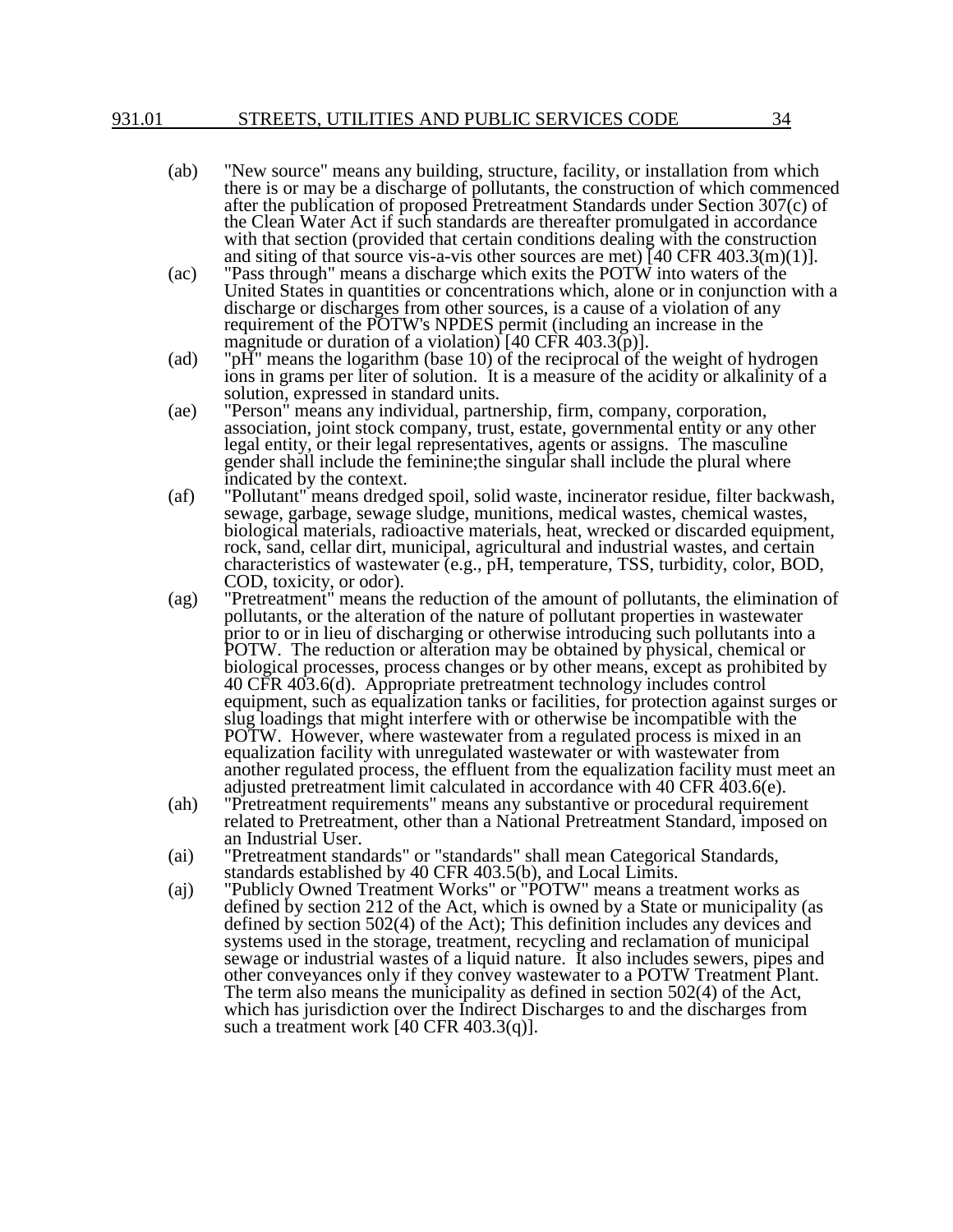(ab) "New source" means any building, structure, facility, or installation from which there is or may be a discharge of pollutants, the construction of which commenced after the publication of proposed Pretreatment Standards under Section 307(c) of the Clean Water Act if such standards are thereafter promulgated in accordance with that section (provided that certain conditions dealing with the construction and siting of that source vis-a-vis other sources are met) [40 CFR 403.3(m)(1)].

(ac) "Pass through" means a discharge which exits the POTW into waters of the United States in quantities or concentrations which, alone or in conjunction with a discharge or discharges from other sources, is a cause of a violation of any requirement of the POTW's NPDES permit (including an increase in the magnitude or duration of a violation) [40 CFR 403.3(p)].

(ad) "pH" means the logarithm (base 10) of the reciprocal of the weight of hydrogen ions in grams per liter of solution. It is a measure of the acidity or alkalinity of a solution, expressed in standard units.

(ae) "Person" means any individual, partnership, firm, company, corporation, association, joint stock company, trust, estate, governmental entity or any other legal entity, or their legal representatives, agents or assigns. The masculine gender shall include the feminine;the singular shall include the plural where indicated by the context.

(af) "Pollutant" means dredged spoil, solid waste, incinerator residue, filter backwash, sewage, garbage, sewage sludge, munitions, medical wastes, chemical wastes, biological materials, radioactive materials, heat, wrecked or discarded equipment, rock, sand, cellar dirt, municipal, agricultural and industrial wastes, and certain characteristics of wastewater (e.g., pH, temperature, TSS, turbidity, color, BOD, COD, toxicity, or odor).

(ag) "Pretreatment" means the reduction of the amount of pollutants, the elimination of pollutants, or the alteration of the nature of pollutant properties in wastewater prior to or in lieu of discharging or otherwise introducing such pollutants into a POTW. The reduction or alteration may be obtained by physical, chemical or biological processes, process changes or by other means, except as prohibited by 40 CFR 403.6(d). Appropriate pretreatment technology includes control equipment, such as equalization tanks or facilities, for protection against surges or slug loadings that might interfere with or otherwise be incompatible with the POTW. However, where wastewater from a regulated process is mixed in an equalization facility with unregulated wastewater or with wastewater from another regulated process, the effluent from the equalization facility must meet an adjusted pretreatment limit calculated in accordance with 40 CFR 403.6(e).

(ah) "Pretreatment requirements" means any substantive or procedural requirement related to Pretreatment, other than a National Pretreatment Standard, imposed on an Industrial User.

(ai) "Pretreatment standards" or "standards" shall mean Categorical Standards, standards established by 40 CFR 403.5(b), and Local Limits.

(aj) "Publicly Owned Treatment Works" or "POTW" means a treatment works as defined by section 212 of the Act, which is owned by a State or municipality (as defined by section 502(4) of the Act); This definition includes any devices and systems used in the storage, treatment, recycling and reclamation of municipal sewage or industrial wastes of a liquid nature. It also includes sewers, pipes and other conveyances only if they convey wastewater to a POTW Treatment Plant. The term also means the municipality as defined in section 502(4) of the Act, which has jurisdiction over the Indirect Discharges to and the discharges from such a treatment work [40 CFR 403.3(q)].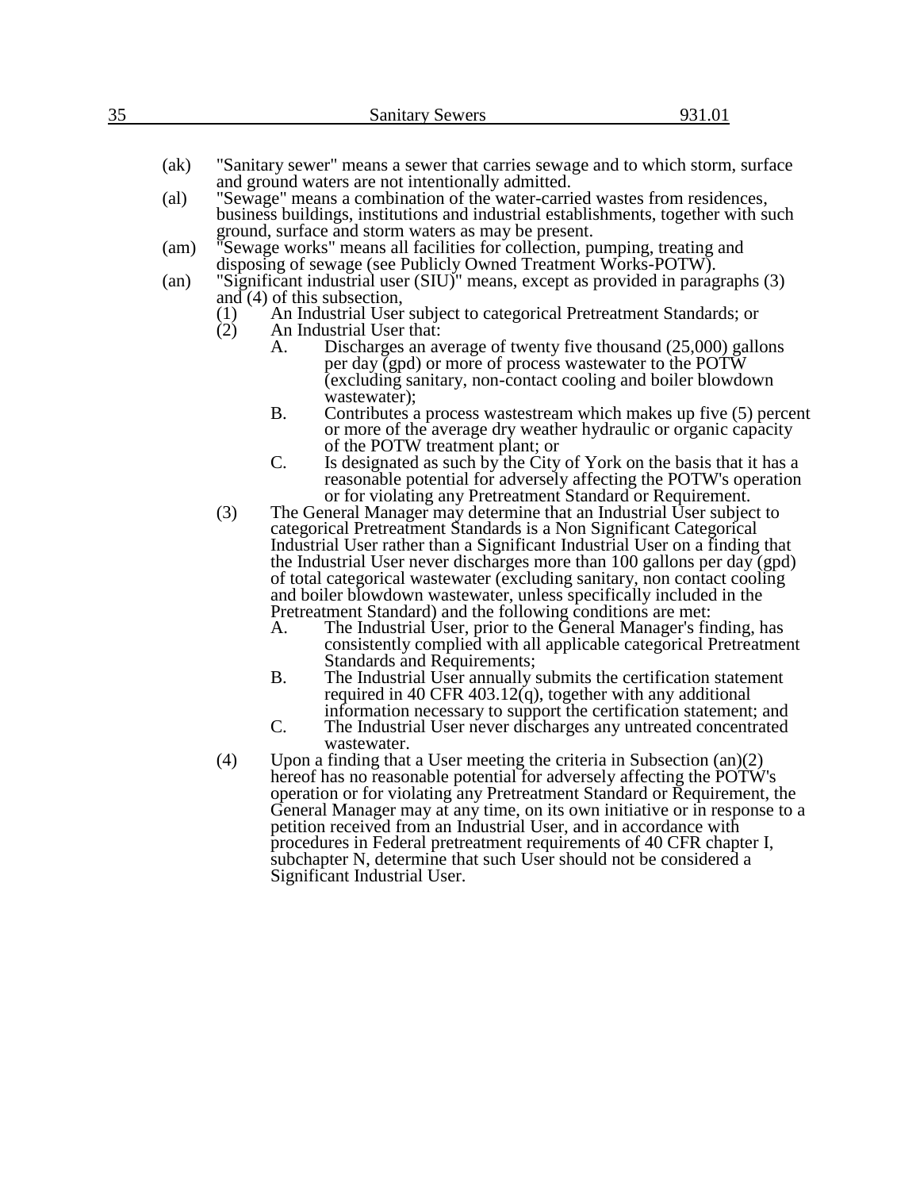(ak) "Sanitary sewer" means a sewer that carries sewage and to which storm, surface and ground waters are not intentionally admitted.

(al) "Sewage" means a combination of the water-carried wastes from residences, business buildings, institutions and industrial establishments, together with such ground, surface and storm waters as may be present.

(am) "Sewage works" means all facilities for collection, pumping, treating and disposing of sewage (see Publicly Owned Treatment Works-POTW).

(an) "Significant industrial user (SIU)" means, except as provided in paragraphs (3) and (4) of this subsection,

- (1) An Industrial User subject to categorical Pretreatment Standards; or
- (2) An Industrial User that:
  - A. Discharges an average of twenty five thousand (25,000) gallons per day (gpd) or more of process wastewater to the POTW (excluding sanitary, non-contact cooling and boiler blowdown wastewater);
  - B. Contributes a process wastestream which makes up five (5) percent or more of the average dry weather hydraulic or organic capacity of the POTW treatment plant; or
  - C. Is designated as such by the City of York on the basis that it has a reasonable potential for adversely affecting the POTW's operation or for violating any Pretreatment Standard or Requirement.
- (3) The General Manager may determine that an Industrial User subject to categorical Pretreatment Standards is a Non Significant Categorical Industrial User rather than a Significant Industrial User on a finding that the Industrial User never discharges more than 100 gallons per day (gpd) of total categorical wastewater (excluding sanitary, non contact cooling and boiler blowdown wastewater, unless specifically included in the Pretreatment Standard) and the following conditions are met:
  - A. The Industrial User, prior to the General Manager's finding, has consistently complied with all applicable categorical Pretreatment Standards and Requirements;
  - B. The Industrial User annually submits the certification statement required in 40 CFR 403.12(q), together with any additional information necessary to support the certification statement; and
  - C. The Industrial User never discharges any untreated concentrated wastewater.
- (4) Upon a finding that a User meeting the criteria in Subsection (an)(2) hereof has no reasonable potential for adversely affecting the POTW's operation or for violating any Pretreatment Standard or Requirement, the General Manager may at any time, on its own initiative or in response to a petition received from an Industrial User, and in accordance with procedures in Federal pretreatment requirements of 40 CFR chapter I, subchapter N, determine that such User should not be considered a Significant Industrial User.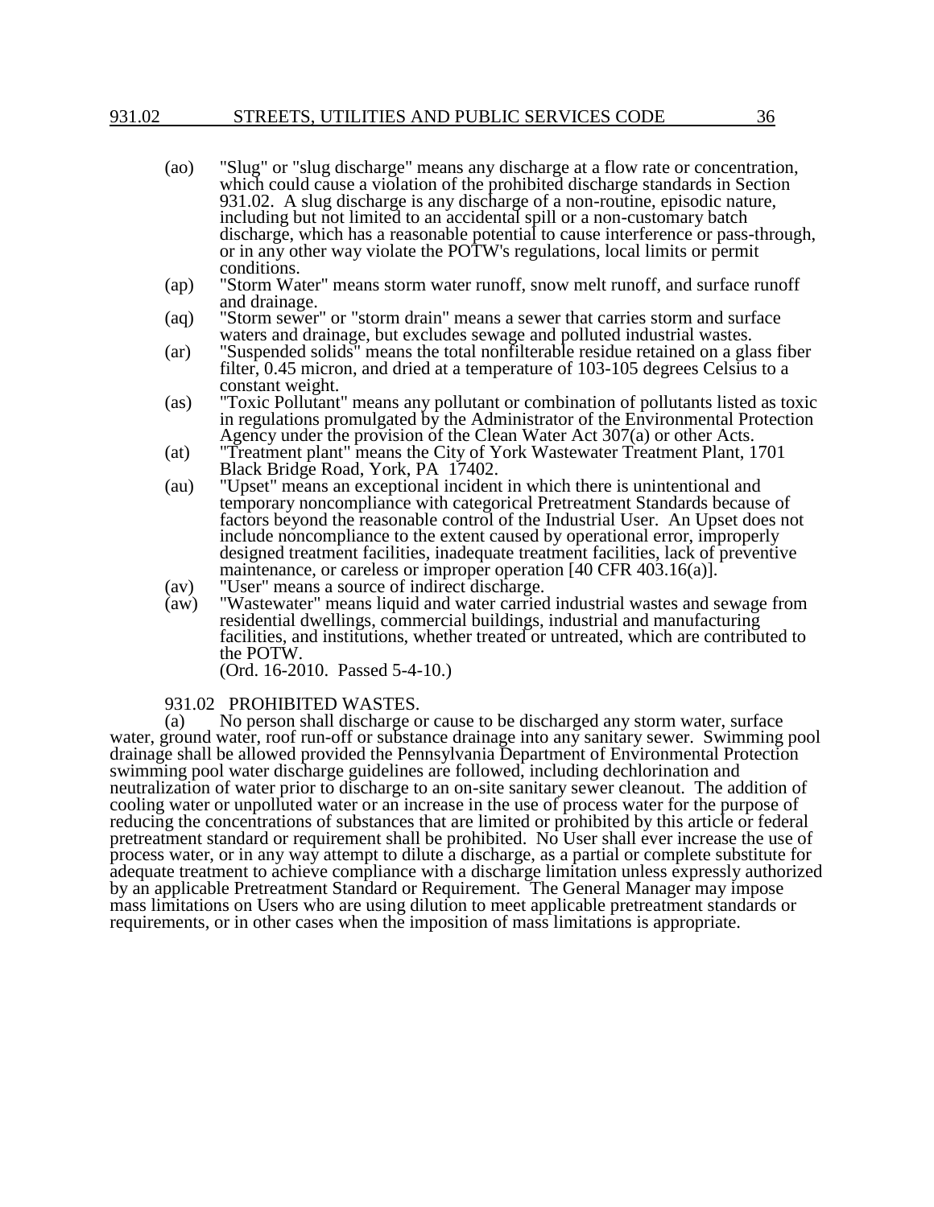(ao) "Slug" or "slug discharge" means any discharge at a flow rate or concentration, which could cause a violation of the prohibited discharge standards in Section 931.02. A slug discharge is any discharge of a non-routine, episodic nature, including but not limited to an accidental spill or a non-customary batch discharge, which has a reasonable potential to cause interference or pass-through, or in any other way violate the POTW's regulations, local limits or permit conditions.

(ap) "Storm Water" means storm water runoff, snow melt runoff, and surface runoff and drainage.

(aq) "Storm sewer" or "storm drain" means a sewer that carries storm and surface waters and drainage, but excludes sewage and polluted industrial wastes.

(ar) "Suspended solids" means the total nonfilterable residue retained on a glass fiber filter, 0.45 micron, and dried at a temperature of 103-105 degrees Celsius to a constant weight.

(as) "Toxic Pollutant" means any pollutant or combination of pollutants listed as toxic in regulations promulgated by the Administrator of the Environmental Protection Agency under the provision of the Clean Water Act 307(a) or other Acts.

(at) "Treatment plant" means the City of York Wastewater Treatment Plant, 1701 Black Bridge Road, York, PA 17402.

(au) "Upset" means an exceptional incident in which there is unintentional and temporary noncompliance with categorical Pretreatment Standards because of factors beyond the reasonable control of the Industrial User. An Upset does not include noncompliance to the extent caused by operational error, improperly designed treatment facilities, inadequate treatment facilities, lack of preventive maintenance, or careless or improper operation [40 CFR 403.16(a)].

(av) "User" means a source of indirect discharge.

(aw) "Wastewater" means liquid and water carried industrial wastes and sewage from residential dwellings, commercial buildings, industrial and manufacturing facilities, and institutions, whether treated or untreated, which are contributed to the POTW.

(Ord. 16-2010. Passed 5-4-10.)

## 931.02 PROHIBITED WASTES.

(a) No person shall discharge or cause to be discharged any storm water, surface water, ground water, roof run-off or substance drainage into any sanitary sewer. Swimming pool drainage shall be allowed provided the Pennsylvania Department of Environmental Protection swimming pool water discharge guidelines are followed, including dechlorination and neutralization of water prior to discharge to an on-site sanitary sewer cleanout. The addition of cooling water or unpolluted water or an increase in the use of process water for the purpose of reducing the concentrations of substances that are limited or prohibited by this article or federal pretreatment standard or requirement shall be prohibited. No User shall ever increase the use of process water, or in any way attempt to dilute a discharge, as a partial or complete substitute for adequate treatment to achieve compliance with a discharge limitation unless expressly authorized by an applicable Pretreatment Standard or Requirement. The General Manager may impose mass limitations on Users who are using dilution to meet applicable pretreatment standards or requirements, or in other cases when the imposition of mass limitations is appropriate.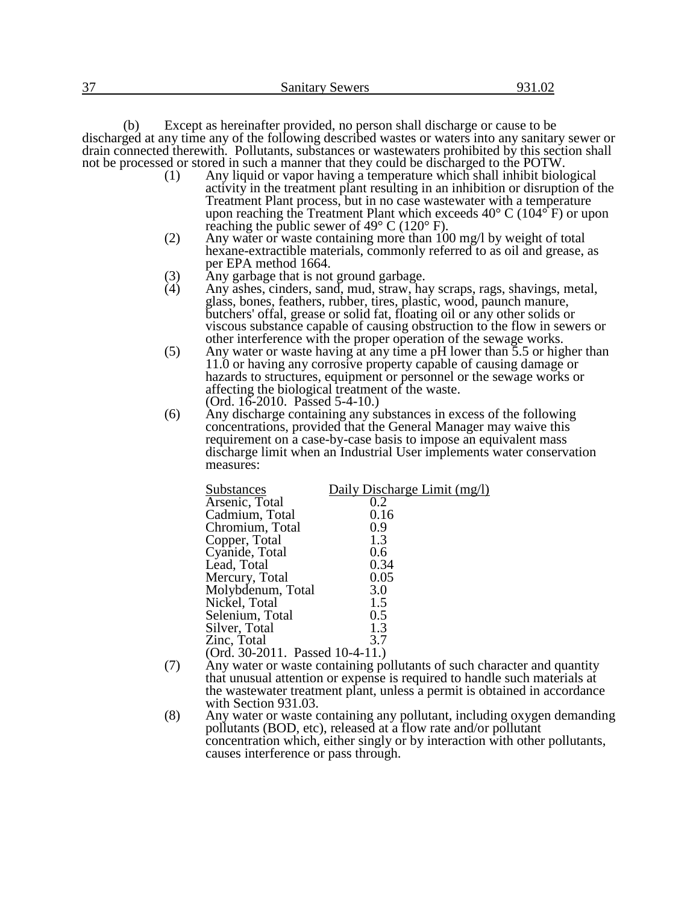(b) Except as hereinafter provided, no person shall discharge or cause to be discharged at any time any of the following described wastes or waters into any sanitary sewer or drain connected therewith. Pollutants, substances or wastewaters prohibited by this section shall not be processed or stored in such a manner that they could be discharged to the POTW.

(1) Any liquid or vapor having a temperature which shall inhibit biological activity in the treatment plant resulting in an inhibition or disruption of the Treatment Plant process, but in no case wastewater with a temperature upon reaching the Treatment Plant which exceeds 40° C (104° F) or upon reaching the public sewer of 49° C (120° F).

(2) Any water or waste containing more than 100 mg/l by weight of total hexane-extractible materials, commonly referred to as oil and grease, as per EPA method 1664.

(3) Any garbage that is not ground garbage.

(4) Any ashes, cinders, sand, mud, straw, hay scraps, rags, shavings, metal, glass, bones, feathers, rubber, tires, plastic, wood, paunch manure, butchers' offal, grease or solid fat, floating oil or any other solids or viscous substance capable of causing obstruction to the flow in sewers or other interference with the proper operation of the sewage works.

(5) Any water or waste having at any time a pH lower than 5.5 or higher than 11.0 or having any corrosive property capable of causing damage or hazards to structures, equipment or personnel or the sewage works or affecting the biological treatment of the waste.
(Ord. 16-2010. Passed 5-4-10.)

(6) Any discharge containing any substances in excess of the following concentrations, provided that the General Manager may waive this requirement on a case-by-case basis to impose an equivalent mass discharge limit when an Industrial User implements water conservation measures:

| Substances | Daily Discharge Limit (mg/l) |
|---|---|
| Arsenic, Total | 0.2 |
| Cadmium, Total | 0.16 |
| Chromium, Total | 0.9 |
| Copper, Total | 1.3 |
| Cyanide, Total | 0.6 |
| Lead, Total | 0.34 |
| Mercury, Total | 0.05 |
| Molybdenum, Total | 3.0 |
| Nickel, Total | 1.5 |
| Selenium, Total | 0.5 |
| Silver, Total | 1.3 |
| Zinc, Total | 3.7 |

(Ord. 30-2011. Passed 10-4-11.)

(7) Any water or waste containing pollutants of such character and quantity that unusual attention or expense is required to handle such materials at the wastewater treatment plant, unless a permit is obtained in accordance with Section 931.03.

(8) Any water or waste containing any pollutant, including oxygen demanding pollutants (BOD, etc), released at a flow rate and/or pollutant concentration which, either singly or by interaction with other pollutants, causes interference or pass through.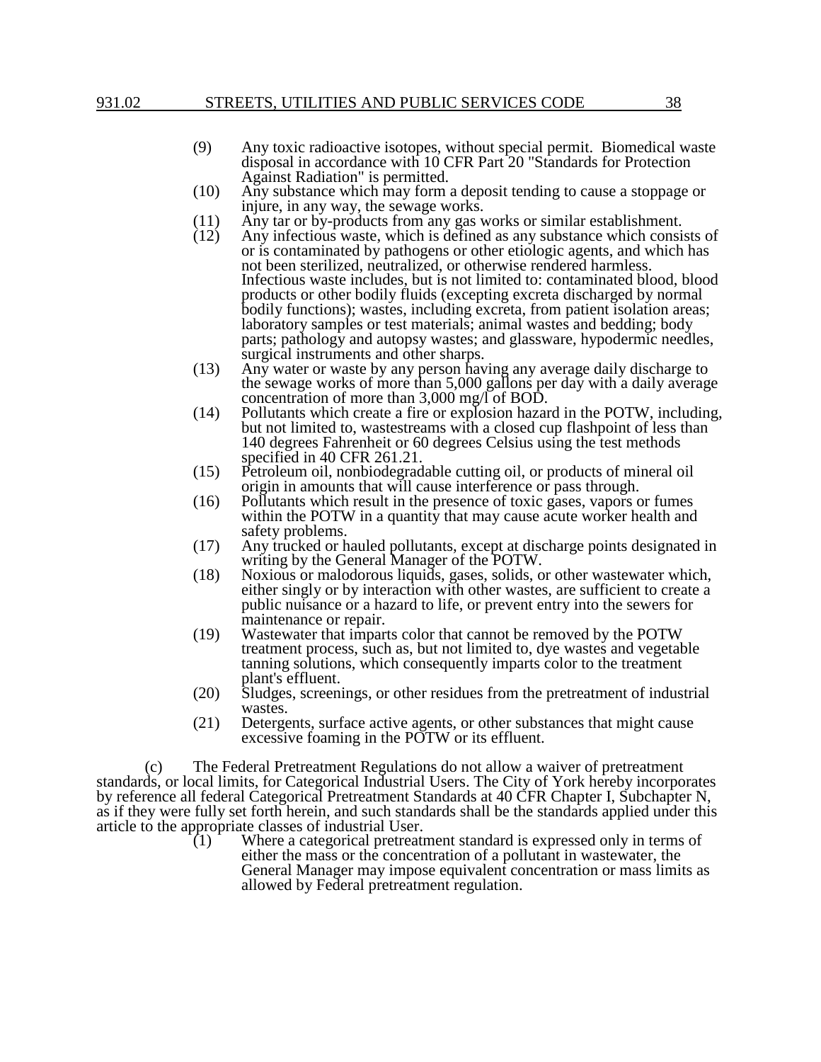(9) Any toxic radioactive isotopes, without special permit. Biomedical waste disposal in accordance with 10 CFR Part 20 "Standards for Protection Against Radiation" is permitted.

(10) Any substance which may form a deposit tending to cause a stoppage or injure, in any way, the sewage works.

(11) Any tar or by-products from any gas works or similar establishment.

(12) Any infectious waste, which is defined as any substance which consists of or is contaminated by pathogens or other etiologic agents, and which has not been sterilized, neutralized, or otherwise rendered harmless. Infectious waste includes, but is not limited to: contaminated blood, blood products or other bodily fluids (excepting excreta discharged by normal bodily functions); wastes, including excreta, from patient isolation areas; laboratory samples or test materials; animal wastes and bedding; body parts; pathology and autopsy wastes; and glassware, hypodermic needles, surgical instruments and other sharps.

(13) Any water or waste by any person having any average daily discharge to the sewage works of more than 5,000 gallons per day with a daily average concentration of more than 3,000 mg/l of BOD.

(14) Pollutants which create a fire or explosion hazard in the POTW, including, but not limited to, wastestreams with a closed cup flashpoint of less than 140 degrees Fahrenheit or 60 degrees Celsius using the test methods specified in 40 CFR 261.21.

(15) Petroleum oil, nonbiodegradable cutting oil, or products of mineral oil origin in amounts that will cause interference or pass through.

(16) Pollutants which result in the presence of toxic gases, vapors or fumes within the POTW in a quantity that may cause acute worker health and safety problems.

(17) Any trucked or hauled pollutants, except at discharge points designated in writing by the General Manager of the POTW.

(18) Noxious or malodorous liquids, gases, solids, or other wastewater which, either singly or by interaction with other wastes, are sufficient to create a public nuisance or a hazard to life, or prevent entry into the sewers for maintenance or repair.

(19) Wastewater that imparts color that cannot be removed by the POTW treatment process, such as, but not limited to, dye wastes and vegetable tanning solutions, which consequently imparts color to the treatment plant's effluent.

(20) Sludges, screenings, or other residues from the pretreatment of industrial wastes.

(21) Detergents, surface active agents, or other substances that might cause excessive foaming in the POTW or its effluent.

(c) The Federal Pretreatment Regulations do not allow a waiver of pretreatment standards, or local limits, for Categorical Industrial Users. The City of York hereby incorporates by reference all federal Categorical Pretreatment Standards at 40 CFR Chapter I, Subchapter N, as if they were fully set forth herein, and such standards shall be the standards applied under this article to the appropriate classes of industrial User.

(1) Where a categorical pretreatment standard is expressed only in terms of either the mass or the concentration of a pollutant in wastewater, the General Manager may impose equivalent concentration or mass limits as allowed by Federal pretreatment regulation.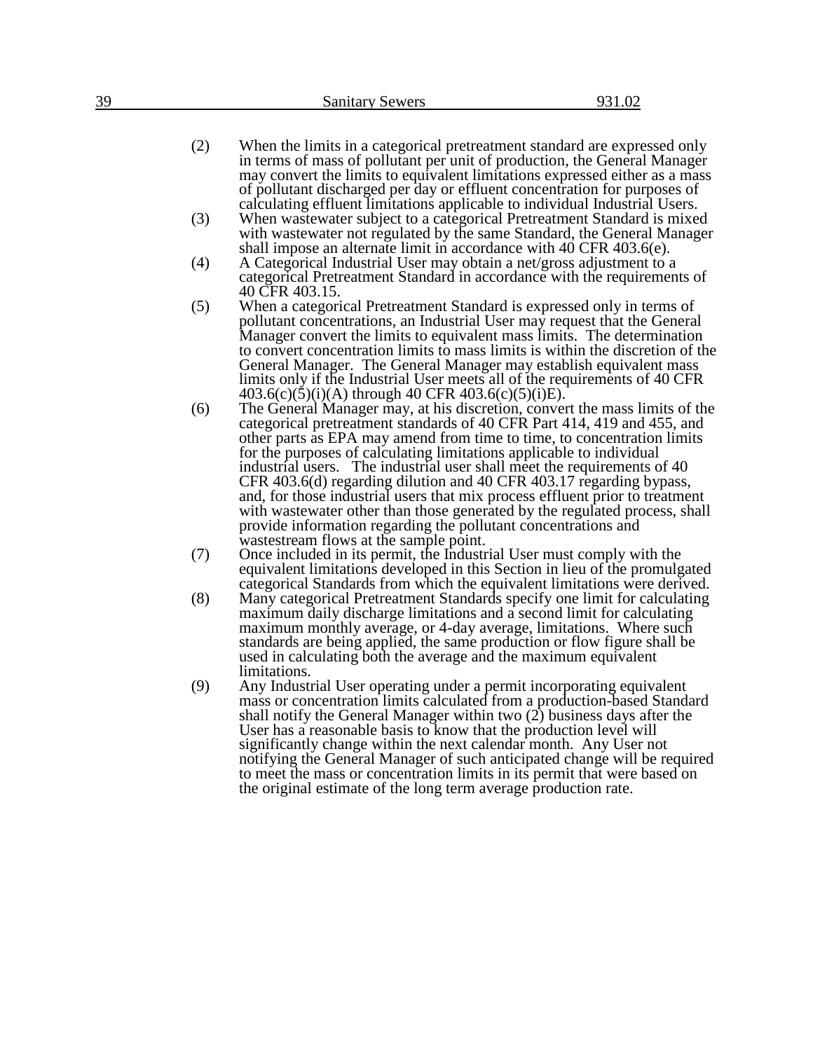(2) When the limits in a categorical pretreatment standard are expressed only in terms of mass of pollutant per unit of production, the General Manager may convert the limits to equivalent limitations expressed either as a mass of pollutant discharged per day or effluent concentration for purposes of calculating effluent limitations applicable to individual Industrial Users.

(3) When wastewater subject to a categorical Pretreatment Standard is mixed with wastewater not regulated by the same Standard, the General Manager shall impose an alternate limit in accordance with 40 CFR 403.6(e).

(4) A Categorical Industrial User may obtain a net/gross adjustment to a categorical Pretreatment Standard in accordance with the requirements of 40 CFR 403.15.

(5) When a categorical Pretreatment Standard is expressed only in terms of pollutant concentrations, an Industrial User may request that the General Manager convert the limits to equivalent mass limits. The determination to convert concentration limits to mass limits is within the discretion of the General Manager. The General Manager may establish equivalent mass limits only if the Industrial User meets all of the requirements of 40 CFR 403.6(c)(5)(i)(A) through 40 CFR 403.6(c)(5)(i)E).

(6) The General Manager may, at his discretion, convert the mass limits of the categorical pretreatment standards of 40 CFR Part 414, 419 and 455, and other parts as EPA may amend from time to time, to concentration limits for the purposes of calculating limitations applicable to individual industrial users. The industrial user shall meet the requirements of 40 CFR 403.6(d) regarding dilution and 40 CFR 403.17 regarding bypass, and, for those industrial users that mix process effluent prior to treatment with wastewater other than those generated by the regulated process, shall provide information regarding the pollutant concentrations and wastestream flows at the sample point.

(7) Once included in its permit, the Industrial User must comply with the equivalent limitations developed in this Section in lieu of the promulgated categorical Standards from which the equivalent limitations were derived.

(8) Many categorical Pretreatment Standards specify one limit for calculating maximum daily discharge limitations and a second limit for calculating maximum monthly average, or 4-day average, limitations. Where such standards are being applied, the same production or flow figure shall be used in calculating both the average and the maximum equivalent limitations.

(9) Any Industrial User operating under a permit incorporating equivalent mass or concentration limits calculated from a production-based Standard shall notify the General Manager within two (2) business days after the User has a reasonable basis to know that the production level will significantly change within the next calendar month. Any User not notifying the General Manager of such anticipated change will be required to meet the mass or concentration limits in its permit that were based on the original estimate of the long term average production rate.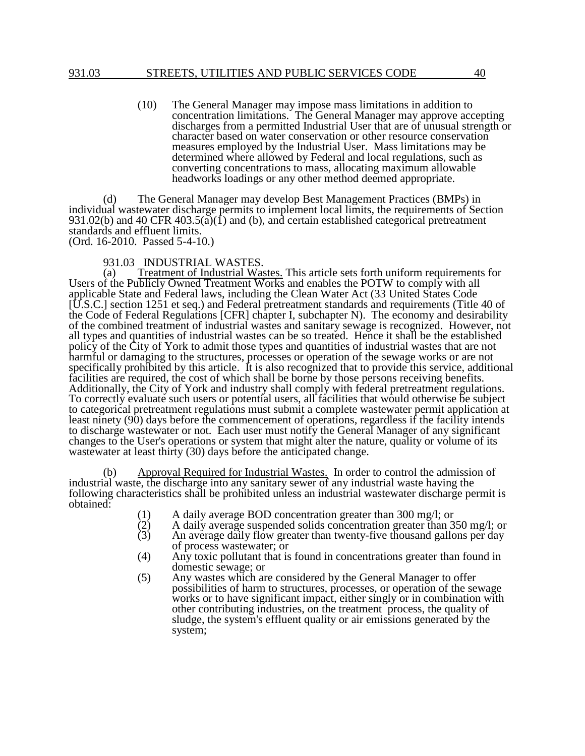(10) The General Manager may impose mass limitations in addition to concentration limitations. The General Manager may approve accepting discharges from a permitted Industrial User that are of unusual strength or character based on water conservation or other resource conservation measures employed by the Industrial User. Mass limitations may be determined where allowed by Federal and local regulations, such as converting concentrations to mass, allocating maximum allowable headworks loadings or any other method deemed appropriate.

(d) The General Manager may develop Best Management Practices (BMPs) in individual wastewater discharge permits to implement local limits, the requirements of Section 931.02(b) and 40 CFR 403.5(a)(1) and (b), and certain established categorical pretreatment standards and effluent limits.
(Ord. 16-2010. Passed 5-4-10.)

931.03 INDUSTRIAL WASTES.

(a) Treatment of Industrial Wastes. This article sets forth uniform requirements for Users of the Publicly Owned Treatment Works and enables the POTW to comply with all applicable State and Federal laws, including the Clean Water Act (33 United States Code [U.S.C.] section 1251 et seq.) and Federal pretreatment standards and requirements (Title 40 of the Code of Federal Regulations [CFR] chapter I, subchapter N). The economy and desirability of the combined treatment of industrial wastes and sanitary sewage is recognized. However, not all types and quantities of industrial wastes can be so treated. Hence it shall be the established policy of the City of York to admit those types and quantities of industrial wastes that are not harmful or damaging to the structures, processes or operation of the sewage works or are not specifically prohibited by this article. It is also recognized that to provide this service, additional facilities are required, the cost of which shall be borne by those persons receiving benefits. Additionally, the City of York and industry shall comply with federal pretreatment regulations. To correctly evaluate such users or potential users, all facilities that would otherwise be subject to categorical pretreatment regulations must submit a complete wastewater permit application at least ninety (90) days before the commencement of operations, regardless if the facility intends to discharge wastewater or not. Each user must notify the General Manager of any significant changes to the User's operations or system that might alter the nature, quality or volume of its wastewater at least thirty (30) days before the anticipated change.

(b) Approval Required for Industrial Wastes. In order to control the admission of industrial waste, the discharge into any sanitary sewer of any industrial waste having the following characteristics shall be prohibited unless an industrial wastewater discharge permit is obtained:

(1) A daily average BOD concentration greater than 300 mg/l; or
(2) A daily average suspended solids concentration greater than 350 mg/l; or
(3) An average daily flow greater than twenty-five thousand gallons per day of process wastewater; or
(4) Any toxic pollutant that is found in concentrations greater than found in domestic sewage; or
(5) Any wastes which are considered by the General Manager to offer possibilities of harm to structures, processes, or operation of the sewage works or to have significant impact, either singly or in combination with other contributing industries, on the treatment process, the quality of sludge, the system's effluent quality or air emissions generated by the system;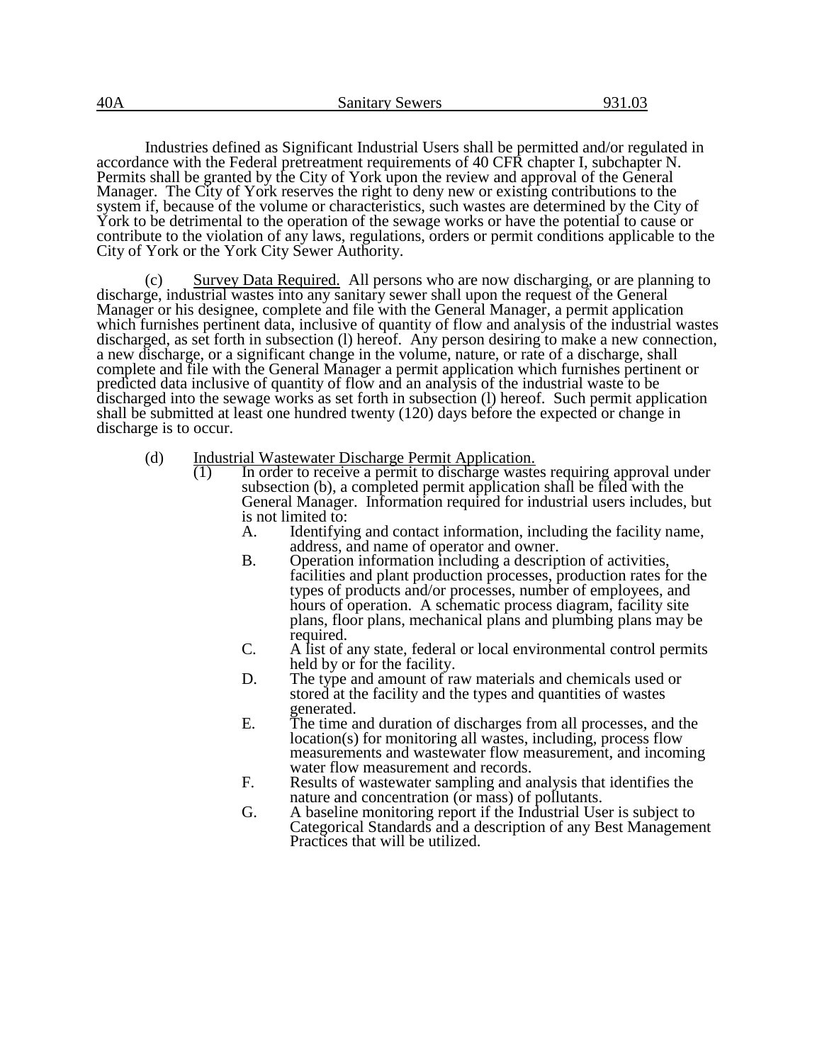Industries defined as Significant Industrial Users shall be permitted and/or regulated in accordance with the Federal pretreatment requirements of 40 CFR chapter I, subchapter N. Permits shall be granted by the City of York upon the review and approval of the General Manager. The City of York reserves the right to deny new or existing contributions to the system if, because of the volume or characteristics, such wastes are determined by the City of York to be detrimental to the operation of the sewage works or have the potential to cause or contribute to the violation of any laws, regulations, orders or permit conditions applicable to the City of York or the York City Sewer Authority.

(c) Survey Data Required. All persons who are now discharging, or are planning to discharge, industrial wastes into any sanitary sewer shall upon the request of the General Manager or his designee, complete and file with the General Manager, a permit application which furnishes pertinent data, inclusive of quantity of flow and analysis of the industrial wastes discharged, as set forth in subsection (l) hereof. Any person desiring to make a new connection, a new discharge, or a significant change in the volume, nature, or rate of a discharge, shall complete and file with the General Manager a permit application which furnishes pertinent or predicted data inclusive of quantity of flow and an analysis of the industrial waste to be discharged into the sewage works as set forth in subsection (l) hereof. Such permit application shall be submitted at least one hundred twenty (120) days before the expected or change in discharge is to occur.

(d) Industrial Wastewater Discharge Permit Application.

(1) In order to receive a permit to discharge wastes requiring approval under subsection (b), a completed permit application shall be filed with the General Manager. Information required for industrial users includes, but is not limited to:

A. Identifying and contact information, including the facility name, address, and name of operator and owner.

B. Operation information including a description of activities, facilities and plant production processes, production rates for the types of products and/or processes, number of employees, and hours of operation. A schematic process diagram, facility site plans, floor plans, mechanical plans and plumbing plans may be required.

C. A list of any state, federal or local environmental control permits held by or for the facility.

D. The type and amount of raw materials and chemicals used or stored at the facility and the types and quantities of wastes generated.

E. The time and duration of discharges from all processes, and the location(s) for monitoring all wastes, including, process flow measurements and wastewater flow measurement, and incoming water flow measurement and records.

F. Results of wastewater sampling and analysis that identifies the nature and concentration (or mass) of pollutants.

G. A baseline monitoring report if the Industrial User is subject to Categorical Standards and a description of any Best Management Practices that will be utilized.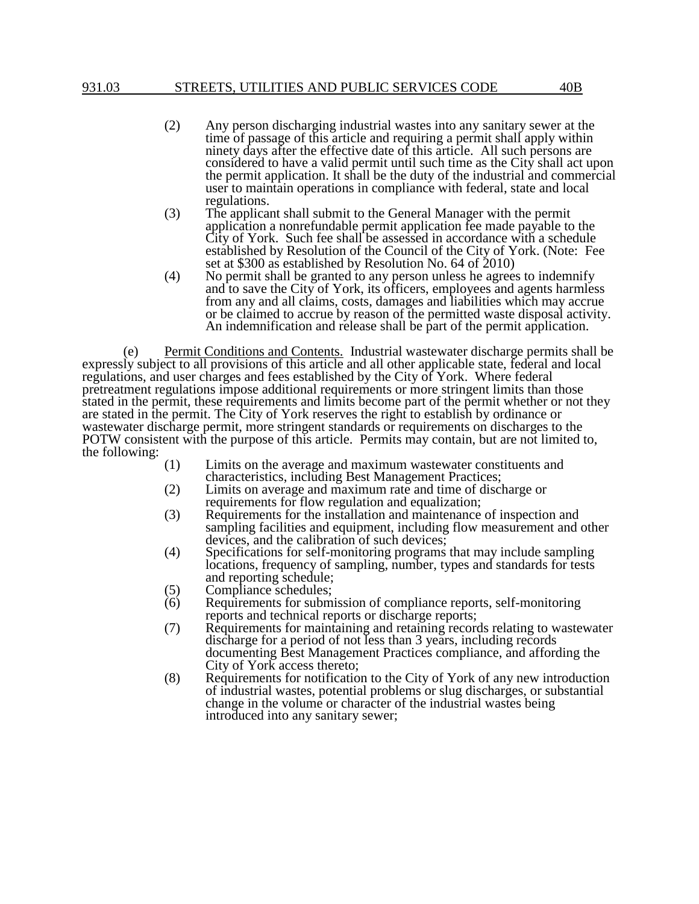(2) Any person discharging industrial wastes into any sanitary sewer at the time of passage of this article and requiring a permit shall apply within ninety days after the effective date of this article. All such persons are considered to have a valid permit until such time as the City shall act upon the permit application. It shall be the duty of the industrial and commercial user to maintain operations in compliance with federal, state and local regulations.

(3) The applicant shall submit to the General Manager with the permit application a nonrefundable permit application fee made payable to the City of York. Such fee shall be assessed in accordance with a schedule established by Resolution of the Council of the City of York. (Note: Fee set at $300 as established by Resolution No. 64 of 2010)

(4) No permit shall be granted to any person unless he agrees to indemnify and to save the City of York, its officers, employees and agents harmless from any and all claims, costs, damages and liabilities which may accrue or be claimed to accrue by reason of the permitted waste disposal activity. An indemnification and release shall be part of the permit application.

(e) Permit Conditions and Contents. Industrial wastewater discharge permits shall be expressly subject to all provisions of this article and all other applicable state, federal and local regulations, and user charges and fees established by the City of York. Where federal pretreatment regulations impose additional requirements or more stringent limits than those stated in the permit, these requirements and limits become part of the permit whether or not they are stated in the permit. The City of York reserves the right to establish by ordinance or wastewater discharge permit, more stringent standards or requirements on discharges to the POTW consistent with the purpose of this article. Permits may contain, but are not limited to, the following:

(1) Limits on the average and maximum wastewater constituents and characteristics, including Best Management Practices;

(2) Limits on average and maximum rate and time of discharge or requirements for flow regulation and equalization;

(3) Requirements for the installation and maintenance of inspection and sampling facilities and equipment, including flow measurement and other devices, and the calibration of such devices;

(4) Specifications for self-monitoring programs that may include sampling locations, frequency of sampling, number, types and standards for tests and reporting schedule;

(5) Compliance schedules;

(6) Requirements for submission of compliance reports, self-monitoring reports and technical reports or discharge reports;

(7) Requirements for maintaining and retaining records relating to wastewater discharge for a period of not less than 3 years, including records documenting Best Management Practices compliance, and affording the City of York access thereto;

(8) Requirements for notification to the City of York of any new introduction of industrial wastes, potential problems or slug discharges, or substantial change in the volume or character of the industrial wastes being introduced into any sanitary sewer;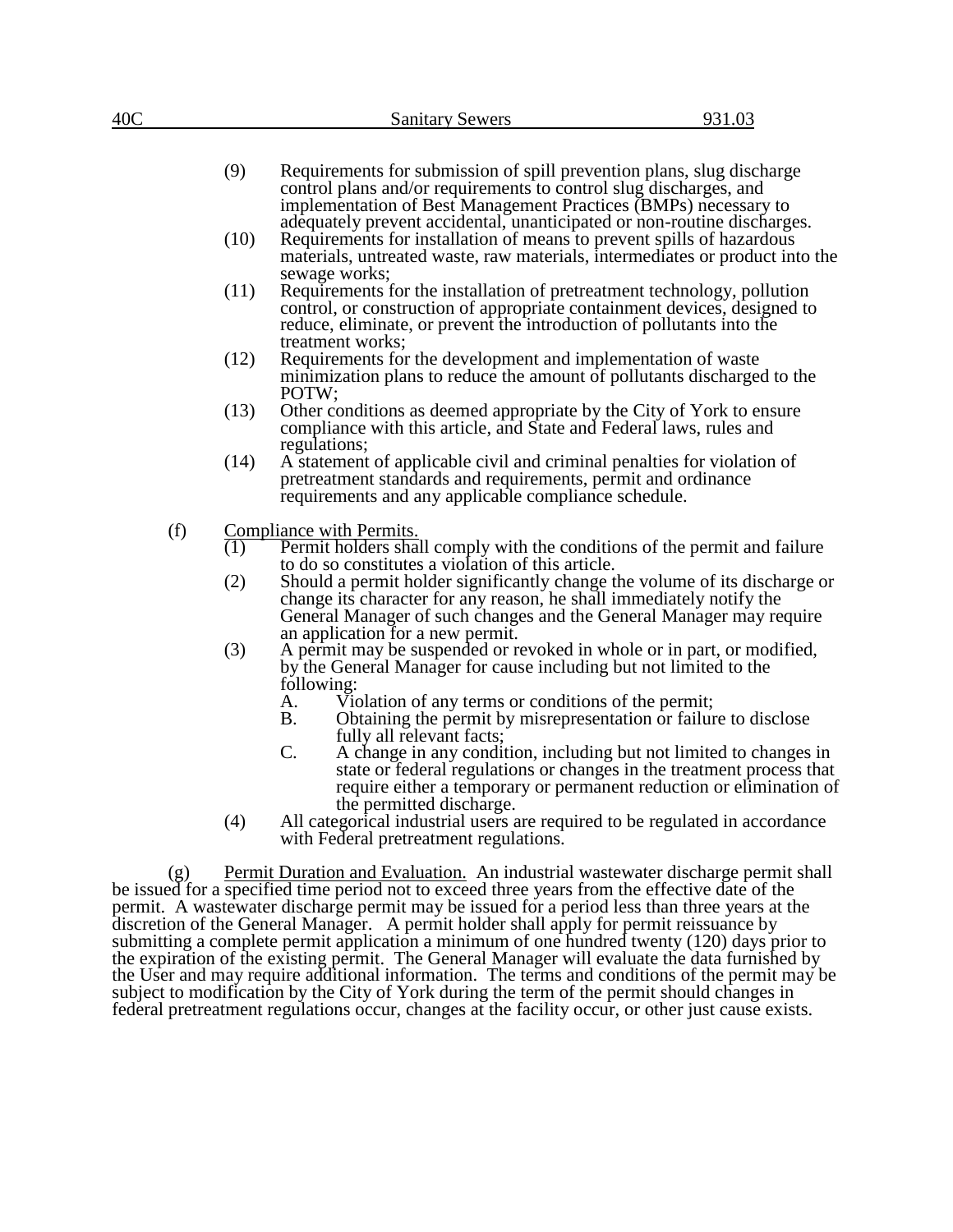(9) Requirements for submission of spill prevention plans, slug discharge control plans and/or requirements to control slug discharges, and implementation of Best Management Practices (BMPs) necessary to adequately prevent accidental, unanticipated or non-routine discharges.

(10) Requirements for installation of means to prevent spills of hazardous materials, untreated waste, raw materials, intermediates or product into the sewage works;

(11) Requirements for the installation of pretreatment technology, pollution control, or construction of appropriate containment devices, designed to reduce, eliminate, or prevent the introduction of pollutants into the treatment works;

(12) Requirements for the development and implementation of waste minimization plans to reduce the amount of pollutants discharged to the POTW;

(13) Other conditions as deemed appropriate by the City of York to ensure compliance with this article, and State and Federal laws, rules and regulations;

(14) A statement of applicable civil and criminal penalties for violation of pretreatment standards and requirements, permit and ordinance requirements and any applicable compliance schedule.

(f) Compliance with Permits.

(1) Permit holders shall comply with the conditions of the permit and failure to do so constitutes a violation of this article.

(2) Should a permit holder significantly change the volume of its discharge or change its character for any reason, he shall immediately notify the General Manager of such changes and the General Manager may require an application for a new permit.

(3) A permit may be suspended or revoked in whole or in part, or modified, by the General Manager for cause including but not limited to the following:

A. Violation of any terms or conditions of the permit;

B. Obtaining the permit by misrepresentation or failure to disclose fully all relevant facts;

C. A change in any condition, including but not limited to changes in state or federal regulations or changes in the treatment process that require either a temporary or permanent reduction or elimination of the permitted discharge.

(4) All categorical industrial users are required to be regulated in accordance with Federal pretreatment regulations.

(g) Permit Duration and Evaluation. An industrial wastewater discharge permit shall be issued for a specified time period not to exceed three years from the effective date of the permit. A wastewater discharge permit may be issued for a period less than three years at the discretion of the General Manager. A permit holder shall apply for permit reissuance by submitting a complete permit application a minimum of one hundred twenty (120) days prior to the expiration of the existing permit. The General Manager will evaluate the data furnished by the User and may require additional information. The terms and conditions of the permit may be subject to modification by the City of York during the term of the permit should changes in federal pretreatment regulations occur, changes at the facility occur, or other just cause exists.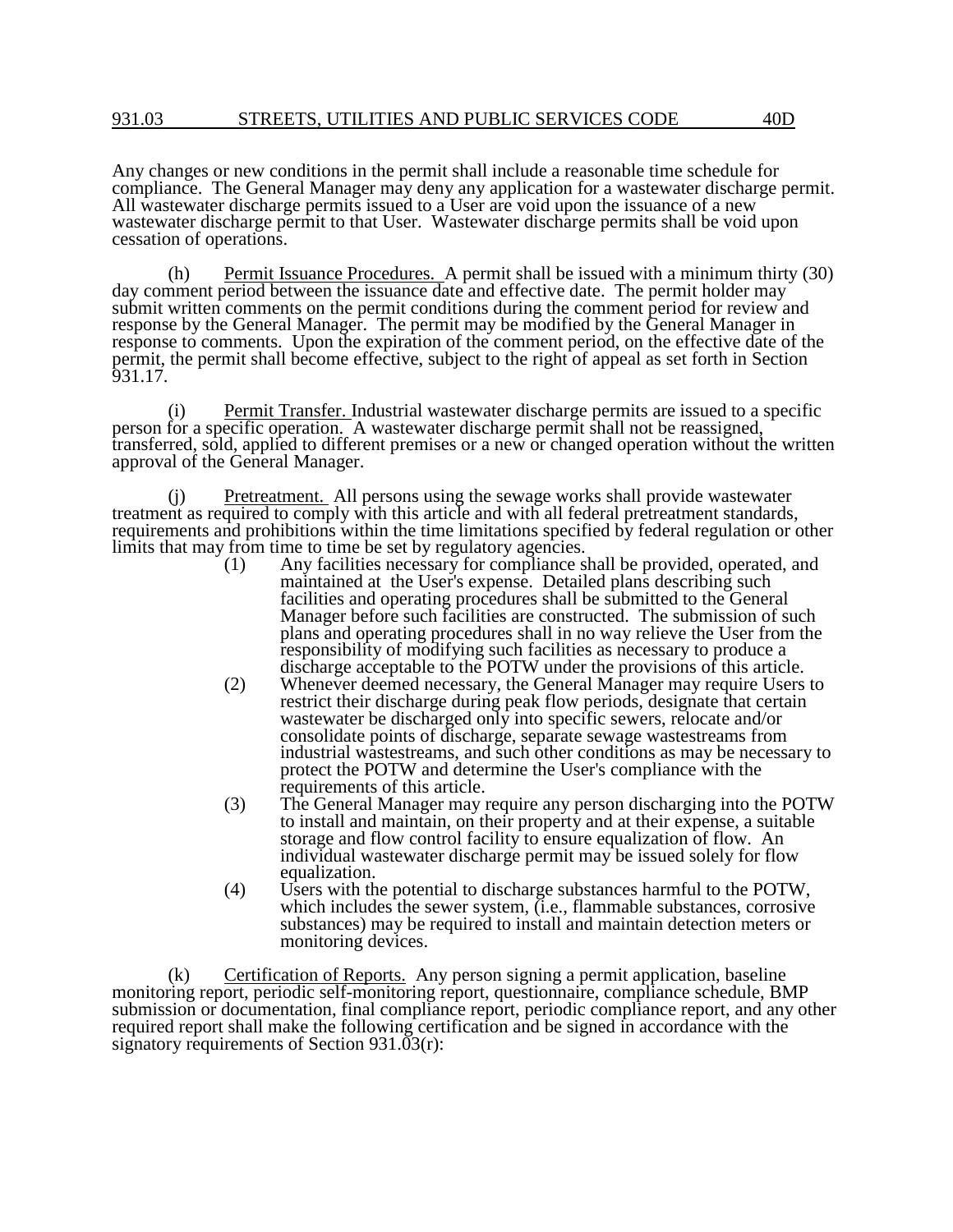Any changes or new conditions in the permit shall include a reasonable time schedule for compliance. The General Manager may deny any application for a wastewater discharge permit. All wastewater discharge permits issued to a User are void upon the issuance of a new wastewater discharge permit to that User. Wastewater discharge permits shall be void upon cessation of operations.

(h) Permit Issuance Procedures. A permit shall be issued with a minimum thirty (30) day comment period between the issuance date and effective date. The permit holder may submit written comments on the permit conditions during the comment period for review and response by the General Manager. The permit may be modified by the General Manager in response to comments. Upon the expiration of the comment period, on the effective date of the permit, the permit shall become effective, subject to the right of appeal as set forth in Section 931.17.

(i) Permit Transfer. Industrial wastewater discharge permits are issued to a specific person for a specific operation. A wastewater discharge permit shall not be reassigned, transferred, sold, applied to different premises or a new or changed operation without the written approval of the General Manager.

(j) Pretreatment. All persons using the sewage works shall provide wastewater treatment as required to comply with this article and with all federal pretreatment standards, requirements and prohibitions within the time limitations specified by federal regulation or other limits that may from time to time be set by regulatory agencies.

(1) Any facilities necessary for compliance shall be provided, operated, and maintained at the User's expense. Detailed plans describing such facilities and operating procedures shall be submitted to the General Manager before such facilities are constructed. The submission of such plans and operating procedures shall in no way relieve the User from the responsibility of modifying such facilities as necessary to produce a discharge acceptable to the POTW under the provisions of this article.

(2) Whenever deemed necessary, the General Manager may require Users to restrict their discharge during peak flow periods, designate that certain wastewater be discharged only into specific sewers, relocate and/or consolidate points of discharge, separate sewage wastestreams from industrial wastestreams, and such other conditions as may be necessary to protect the POTW and determine the User's compliance with the requirements of this article.

(3) The General Manager may require any person discharging into the POTW to install and maintain, on their property and at their expense, a suitable storage and flow control facility to ensure equalization of flow. An individual wastewater discharge permit may be issued solely for flow equalization.

(4) Users with the potential to discharge substances harmful to the POTW, which includes the sewer system, (i.e., flammable substances, corrosive substances) may be required to install and maintain detection meters or monitoring devices.

(k) Certification of Reports. Any person signing a permit application, baseline monitoring report, periodic self-monitoring report, questionnaire, compliance schedule, BMP submission or documentation, final compliance report, periodic compliance report, and any other required report shall make the following certification and be signed in accordance with the signatory requirements of Section 931.03(r):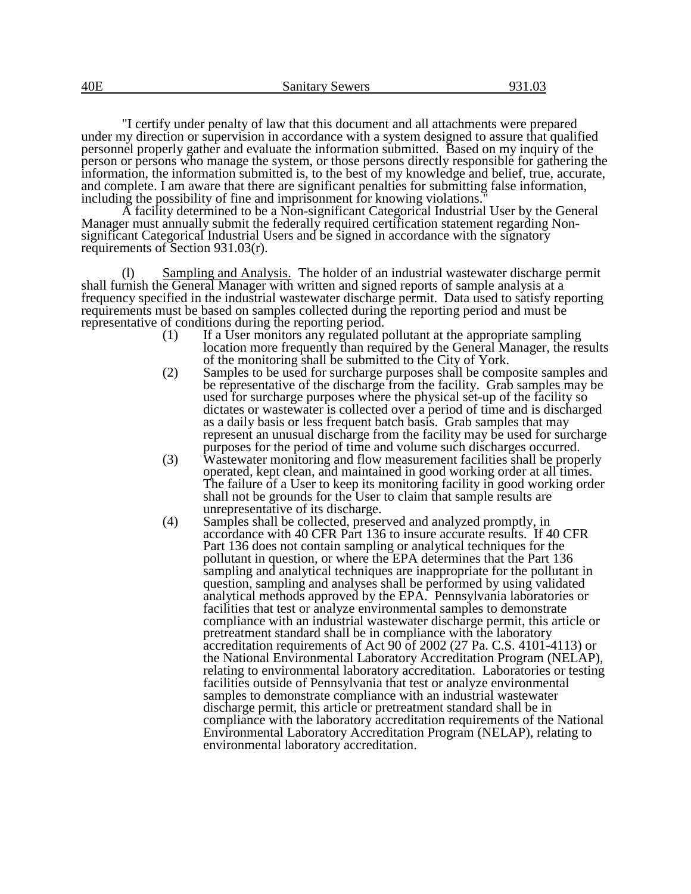"I certify under penalty of law that this document and all attachments were prepared under my direction or supervision in accordance with a system designed to assure that qualified personnel properly gather and evaluate the information submitted. Based on my inquiry of the person or persons who manage the system, or those persons directly responsible for gathering the information, the information submitted is, to the best of my knowledge and belief, true, accurate, and complete. I am aware that there are significant penalties for submitting false information, including the possibility of fine and imprisonment for knowing violations."

A facility determined to be a Non-significant Categorical Industrial User by the General Manager must annually submit the federally required certification statement regarding Non-significant Categorical Industrial Users and be signed in accordance with the signatory requirements of Section 931.03(r).

(l) Sampling and Analysis. The holder of an industrial wastewater discharge permit shall furnish the General Manager with written and signed reports of sample analysis at a frequency specified in the industrial wastewater discharge permit. Data used to satisfy reporting requirements must be based on samples collected during the reporting period and must be representative of conditions during the reporting period.

(1) If a User monitors any regulated pollutant at the appropriate sampling location more frequently than required by the General Manager, the results of the monitoring shall be submitted to the City of York.

(2) Samples to be used for surcharge purposes shall be composite samples and be representative of the discharge from the facility. Grab samples may be used for surcharge purposes where the physical set-up of the facility so dictates or wastewater is collected over a period of time and is discharged as a daily basis or less frequent batch basis. Grab samples that may represent an unusual discharge from the facility may be used for surcharge purposes for the period of time and volume such discharges occurred.

(3) Wastewater monitoring and flow measurement facilities shall be properly operated, kept clean, and maintained in good working order at all times. The failure of a User to keep its monitoring facility in good working order shall not be grounds for the User to claim that sample results are unrepresentative of its discharge.

(4) Samples shall be collected, preserved and analyzed promptly, in accordance with 40 CFR Part 136 to insure accurate results. If 40 CFR Part 136 does not contain sampling or analytical techniques for the pollutant in question, or where the EPA determines that the Part 136 sampling and analytical techniques are inappropriate for the pollutant in question, sampling and analyses shall be performed by using validated analytical methods approved by the EPA. Pennsylvania laboratories or facilities that test or analyze environmental samples to demonstrate compliance with an industrial wastewater discharge permit, this article or pretreatment standard shall be in compliance with the laboratory accreditation requirements of Act 90 of 2002 (27 Pa. C.S. 4101-4113) or the National Environmental Laboratory Accreditation Program (NELAP), relating to environmental laboratory accreditation. Laboratories or testing facilities outside of Pennsylvania that test or analyze environmental samples to demonstrate compliance with an industrial wastewater discharge permit, this article or pretreatment standard shall be in compliance with the laboratory accreditation requirements of the National Environmental Laboratory Accreditation Program (NELAP), relating to environmental laboratory accreditation.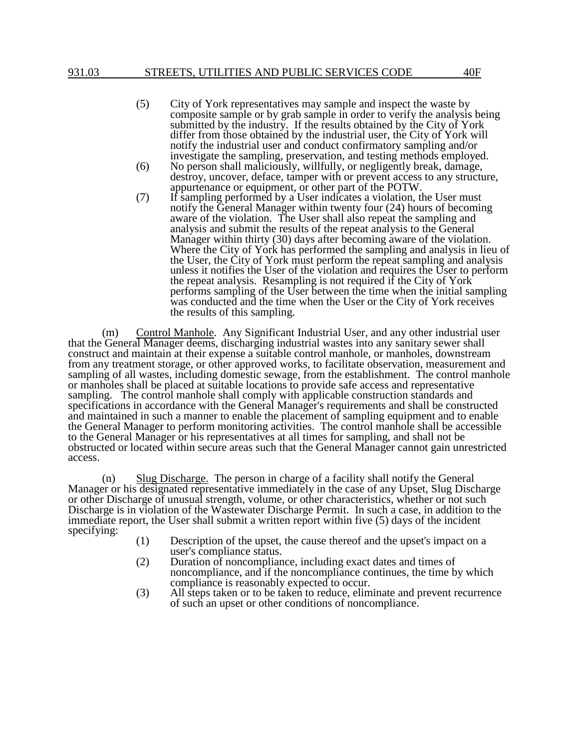(5) City of York representatives may sample and inspect the waste by composite sample or by grab sample in order to verify the analysis being submitted by the industry. If the results obtained by the City of York differ from those obtained by the industrial user, the City of York will notify the industrial user and conduct confirmatory sampling and/or investigate the sampling, preservation, and testing methods employed.

(6) No person shall maliciously, willfully, or negligently break, damage, destroy, uncover, deface, tamper with or prevent access to any structure, appurtenance or equipment, or other part of the POTW.

(7) If sampling performed by a User indicates a violation, the User must notify the General Manager within twenty four (24) hours of becoming aware of the violation. The User shall also repeat the sampling and analysis and submit the results of the repeat analysis to the General Manager within thirty (30) days after becoming aware of the violation. Where the City of York has performed the sampling and analysis in lieu of the User, the City of York must perform the repeat sampling and analysis unless it notifies the User of the violation and requires the User to perform the repeat analysis. Resampling is not required if the City of York performs sampling of the User between the time when the initial sampling was conducted and the time when the User or the City of York receives the results of this sampling.

(m) Control Manhole. Any Significant Industrial User, and any other industrial user that the General Manager deems, discharging industrial wastes into any sanitary sewer shall construct and maintain at their expense a suitable control manhole, or manholes, downstream from any treatment storage, or other approved works, to facilitate observation, measurement and sampling of all wastes, including domestic sewage, from the establishment. The control manhole or manholes shall be placed at suitable locations to provide safe access and representative sampling. The control manhole shall comply with applicable construction standards and specifications in accordance with the General Manager's requirements and shall be constructed and maintained in such a manner to enable the placement of sampling equipment and to enable the General Manager to perform monitoring activities. The control manhole shall be accessible to the General Manager or his representatives at all times for sampling, and shall not be obstructed or located within secure areas such that the General Manager cannot gain unrestricted access.

(n) Slug Discharge. The person in charge of a facility shall notify the General Manager or his designated representative immediately in the case of any Upset, Slug Discharge or other Discharge of unusual strength, volume, or other characteristics, whether or not such Discharge is in violation of the Wastewater Discharge Permit. In such a case, in addition to the immediate report, the User shall submit a written report within five (5) days of the incident specifying:

(1) Description of the upset, the cause thereof and the upset's impact on a user's compliance status.

(2) Duration of noncompliance, including exact dates and times of noncompliance, and if the noncompliance continues, the time by which compliance is reasonably expected to occur.

(3) All steps taken or to be taken to reduce, eliminate and prevent recurrence of such an upset or other conditions of noncompliance.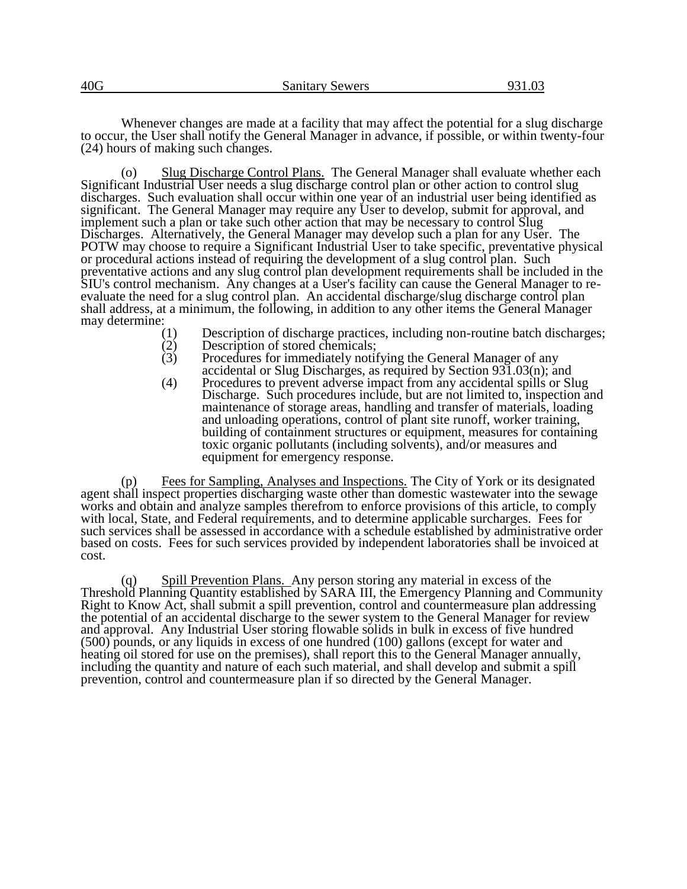Whenever changes are made at a facility that may affect the potential for a slug discharge to occur, the User shall notify the General Manager in advance, if possible, or within twenty-four (24) hours of making such changes.

(o) Slug Discharge Control Plans. The General Manager shall evaluate whether each Significant Industrial User needs a slug discharge control plan or other action to control slug discharges. Such evaluation shall occur within one year of an industrial user being identified as significant. The General Manager may require any User to develop, submit for approval, and implement such a plan or take such other action that may be necessary to control Slug Discharges. Alternatively, the General Manager may develop such a plan for any User. The POTW may choose to require a Significant Industrial User to take specific, preventative physical or procedural actions instead of requiring the development of a slug control plan. Such preventative actions and any slug control plan development requirements shall be included in the SIU's control mechanism. Any changes at a User's facility can cause the General Manager to re-evaluate the need for a slug control plan. An accidental discharge/slug discharge control plan shall address, at a minimum, the following, in addition to any other items the General Manager may determine:

(1) Description of discharge practices, including non-routine batch discharges;
(2) Description of stored chemicals;
(3) Procedures for immediately notifying the General Manager of any accidental or Slug Discharges, as required by Section 931.03(n); and
(4) Procedures to prevent adverse impact from any accidental spills or Slug Discharge. Such procedures include, but are not limited to, inspection and maintenance of storage areas, handling and transfer of materials, loading and unloading operations, control of plant site runoff, worker training, building of containment structures or equipment, measures for containing toxic organic pollutants (including solvents), and/or measures and equipment for emergency response.

(p) Fees for Sampling, Analyses and Inspections. The City of York or its designated agent shall inspect properties discharging waste other than domestic wastewater into the sewage works and obtain and analyze samples therefrom to enforce provisions of this article, to comply with local, State, and Federal requirements, and to determine applicable surcharges. Fees for such services shall be assessed in accordance with a schedule established by administrative order based on costs. Fees for such services provided by independent laboratories shall be invoiced at cost.

(q) Spill Prevention Plans. Any person storing any material in excess of the Threshold Planning Quantity established by SARA III, the Emergency Planning and Community Right to Know Act, shall submit a spill prevention, control and countermeasure plan addressing the potential of an accidental discharge to the sewer system to the General Manager for review and approval. Any Industrial User storing flowable solids in bulk in excess of five hundred (500) pounds, or any liquids in excess of one hundred (100) gallons (except for water and heating oil stored for use on the premises), shall report this to the General Manager annually, including the quantity and nature of each such material, and shall develop and submit a spill prevention, control and countermeasure plan if so directed by the General Manager.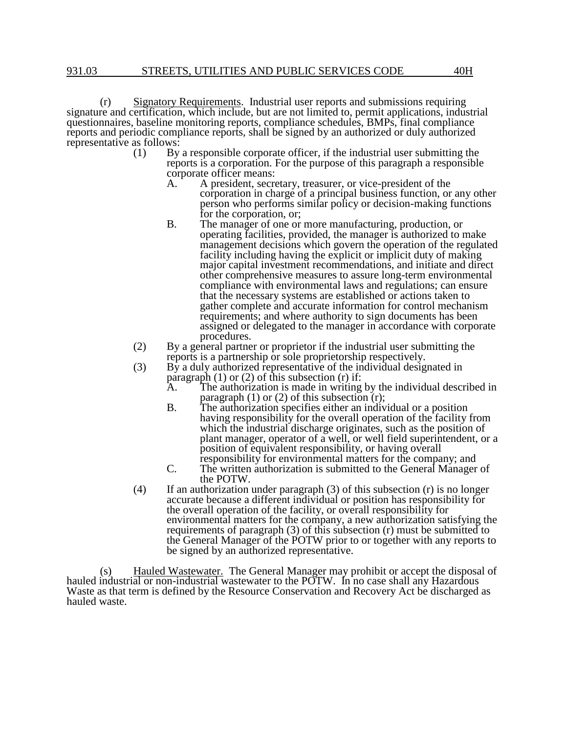(r) Signatory Requirements. Industrial user reports and submissions requiring signature and certification, which include, but are not limited to, permit applications, industrial questionnaires, baseline monitoring reports, compliance schedules, BMPs, final compliance reports and periodic compliance reports, shall be signed by an authorized or duly authorized representative as follows:

(1) By a responsible corporate officer, if the industrial user submitting the reports is a corporation. For the purpose of this paragraph a responsible corporate officer means:

A. A president, secretary, treasurer, or vice-president of the corporation in charge of a principal business function, or any other person who performs similar policy or decision-making functions for the corporation, or;

B. The manager of one or more manufacturing, production, or operating facilities, provided, the manager is authorized to make management decisions which govern the operation of the regulated facility including having the explicit or implicit duty of making major capital investment recommendations, and initiate and direct other comprehensive measures to assure long-term environmental compliance with environmental laws and regulations; can ensure that the necessary systems are established or actions taken to gather complete and accurate information for control mechanism requirements; and where authority to sign documents has been assigned or delegated to the manager in accordance with corporate procedures.

(2) By a general partner or proprietor if the industrial user submitting the reports is a partnership or sole proprietorship respectively.

(3) By a duly authorized representative of the individual designated in paragraph (1) or (2) of this subsection (r) if:

A. The authorization is made in writing by the individual described in paragraph (1) or (2) of this subsection (r);

B. The authorization specifies either an individual or a position having responsibility for the overall operation of the facility from which the industrial discharge originates, such as the position of plant manager, operator of a well, or well field superintendent, or a position of equivalent responsibility, or having overall responsibility for environmental matters for the company; and

C. The written authorization is submitted to the General Manager of the POTW.

(4) If an authorization under paragraph (3) of this subsection (r) is no longer accurate because a different individual or position has responsibility for the overall operation of the facility, or overall responsibility for environmental matters for the company, a new authorization satisfying the requirements of paragraph (3) of this subsection (r) must be submitted to the General Manager of the POTW prior to or together with any reports to be signed by an authorized representative.

(s) Hauled Wastewater. The General Manager may prohibit or accept the disposal of hauled industrial or non-industrial wastewater to the POTW. In no case shall any Hazardous Waste as that term is defined by the Resource Conservation and Recovery Act be discharged as hauled waste.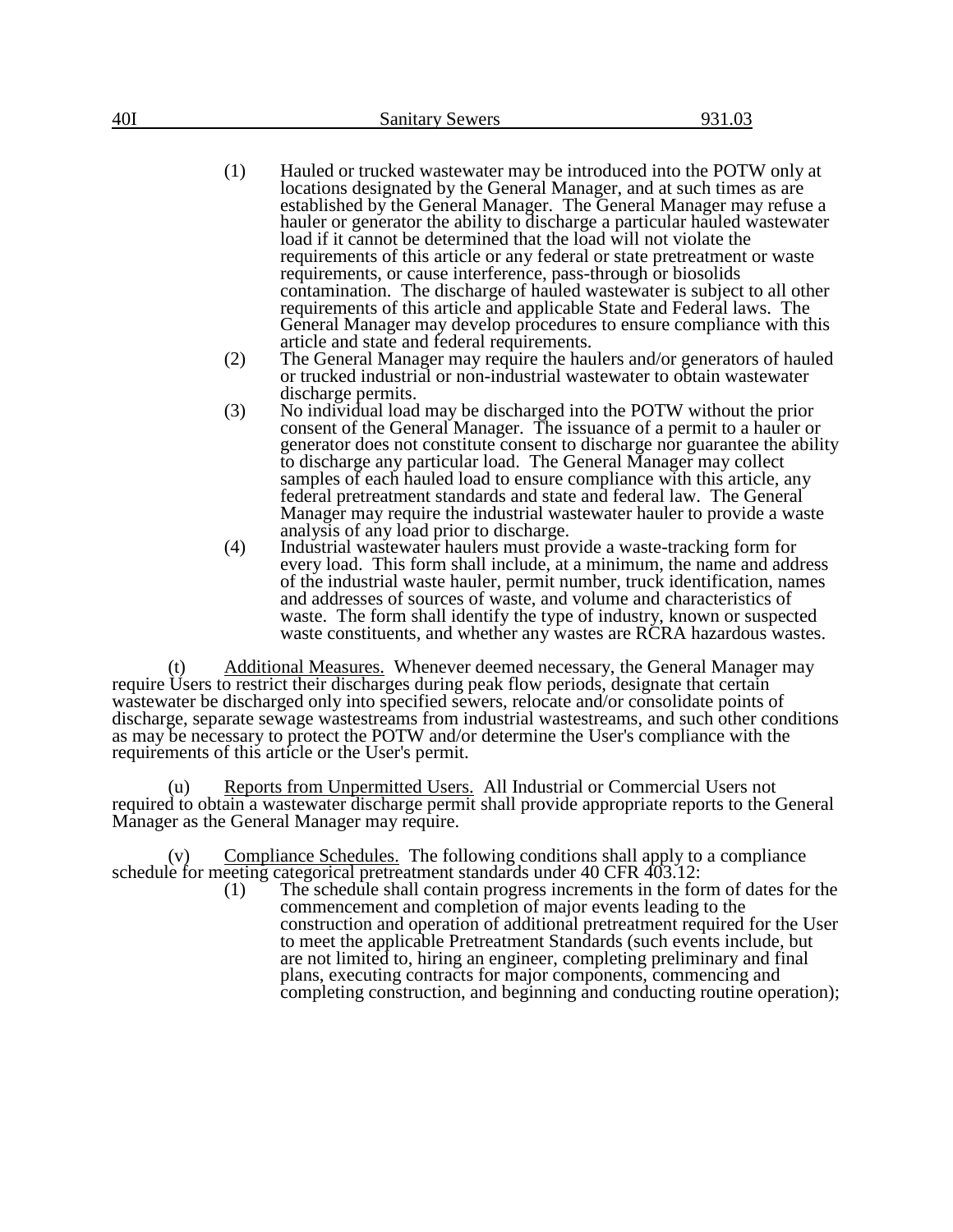(1) Hauled or trucked wastewater may be introduced into the POTW only at locations designated by the General Manager, and at such times as are established by the General Manager. The General Manager may refuse a hauler or generator the ability to discharge a particular hauled wastewater load if it cannot be determined that the load will not violate the requirements of this article or any federal or state pretreatment or waste requirements, or cause interference, pass-through or biosolids contamination. The discharge of hauled wastewater is subject to all other requirements of this article and applicable State and Federal laws. The General Manager may develop procedures to ensure compliance with this article and state and federal requirements.

(2) The General Manager may require the haulers and/or generators of hauled or trucked industrial or non-industrial wastewater to obtain wastewater discharge permits.

(3) No individual load may be discharged into the POTW without the prior consent of the General Manager. The issuance of a permit to a hauler or generator does not constitute consent to discharge nor guarantee the ability to discharge any particular load. The General Manager may collect samples of each hauled load to ensure compliance with this article, any federal pretreatment standards and state and federal law. The General Manager may require the industrial wastewater hauler to provide a waste analysis of any load prior to discharge.

(4) Industrial wastewater haulers must provide a waste-tracking form for every load. This form shall include, at a minimum, the name and address of the industrial waste hauler, permit number, truck identification, names and addresses of sources of waste, and volume and characteristics of waste. The form shall identify the type of industry, known or suspected waste constituents, and whether any wastes are RCRA hazardous wastes.

(t) Additional Measures. Whenever deemed necessary, the General Manager may require Users to restrict their discharges during peak flow periods, designate that certain wastewater be discharged only into specified sewers, relocate and/or consolidate points of discharge, separate sewage wastestreams from industrial wastestreams, and such other conditions as may be necessary to protect the POTW and/or determine the User's compliance with the requirements of this article or the User's permit.

(u) Reports from Unpermitted Users. All Industrial or Commercial Users not required to obtain a wastewater discharge permit shall provide appropriate reports to the General Manager as the General Manager may require.

(v) Compliance Schedules. The following conditions shall apply to a compliance schedule for meeting categorical pretreatment standards under 40 CFR 403.12:

(1) The schedule shall contain progress increments in the form of dates for the commencement and completion of major events leading to the construction and operation of additional pretreatment required for the User to meet the applicable Pretreatment Standards (such events include, but are not limited to, hiring an engineer, completing preliminary and final plans, executing contracts for major components, commencing and completing construction, and beginning and conducting routine operation);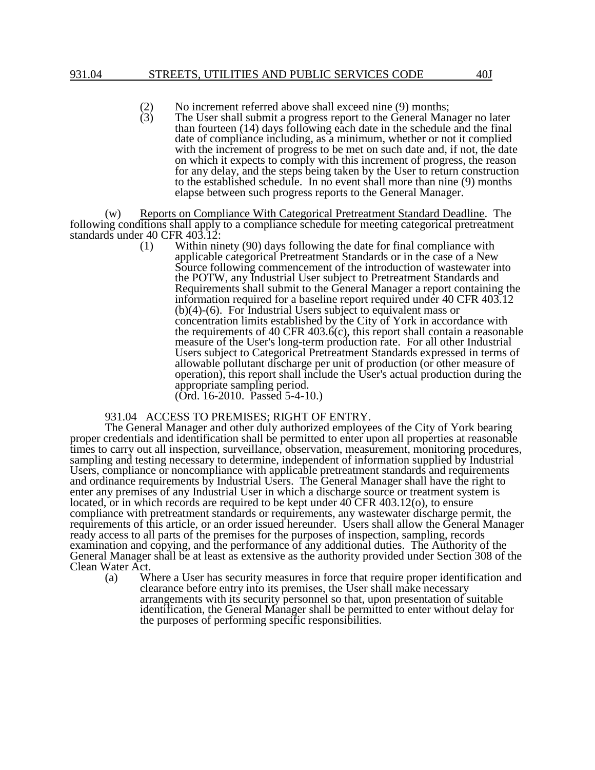(2) No increment referred above shall exceed nine (9) months;

(3) The User shall submit a progress report to the General Manager no later than fourteen (14) days following each date in the schedule and the final date of compliance including, as a minimum, whether or not it complied with the increment of progress to be met on such date and, if not, the date on which it expects to comply with this increment of progress, the reason for any delay, and the steps being taken by the User to return construction to the established schedule. In no event shall more than nine (9) months elapse between such progress reports to the General Manager.

(w) Reports on Compliance With Categorical Pretreatment Standard Deadline. The following conditions shall apply to a compliance schedule for meeting categorical pretreatment standards under 40 CFR 403.12:

(1) Within ninety (90) days following the date for final compliance with applicable categorical Pretreatment Standards or in the case of a New Source following commencement of the introduction of wastewater into the POTW, any Industrial User subject to Pretreatment Standards and Requirements shall submit to the General Manager a report containing the information required for a baseline report required under 40 CFR 403.12 (b)(4)-(6). For Industrial Users subject to equivalent mass or concentration limits established by the City of York in accordance with the requirements of 40 CFR 403.6(c), this report shall contain a reasonable measure of the User's long-term production rate. For all other Industrial Users subject to Categorical Pretreatment Standards expressed in terms of allowable pollutant discharge per unit of production (or other measure of operation), this report shall include the User's actual production during the appropriate sampling period.

(Ord. 16-2010. Passed 5-4-10.)

## 931.04 ACCESS TO PREMISES; RIGHT OF ENTRY.

The General Manager and other duly authorized employees of the City of York bearing proper credentials and identification shall be permitted to enter upon all properties at reasonable times to carry out all inspection, surveillance, observation, measurement, monitoring procedures, sampling and testing necessary to determine, independent of information supplied by Industrial Users, compliance or noncompliance with applicable pretreatment standards and requirements and ordinance requirements by Industrial Users. The General Manager shall have the right to enter any premises of any Industrial User in which a discharge source or treatment system is located, or in which records are required to be kept under 40 CFR 403.12(o), to ensure compliance with pretreatment standards or requirements, any wastewater discharge permit, the requirements of this article, or an order issued hereunder. Users shall allow the General Manager ready access to all parts of the premises for the purposes of inspection, sampling, records examination and copying, and the performance of any additional duties. The Authority of the General Manager shall be at least as extensive as the authority provided under Section 308 of the Clean Water Act.

(a) Where a User has security measures in force that require proper identification and clearance before entry into its premises, the User shall make necessary arrangements with its security personnel so that, upon presentation of suitable identification, the General Manager shall be permitted to enter without delay for the purposes of performing specific responsibilities.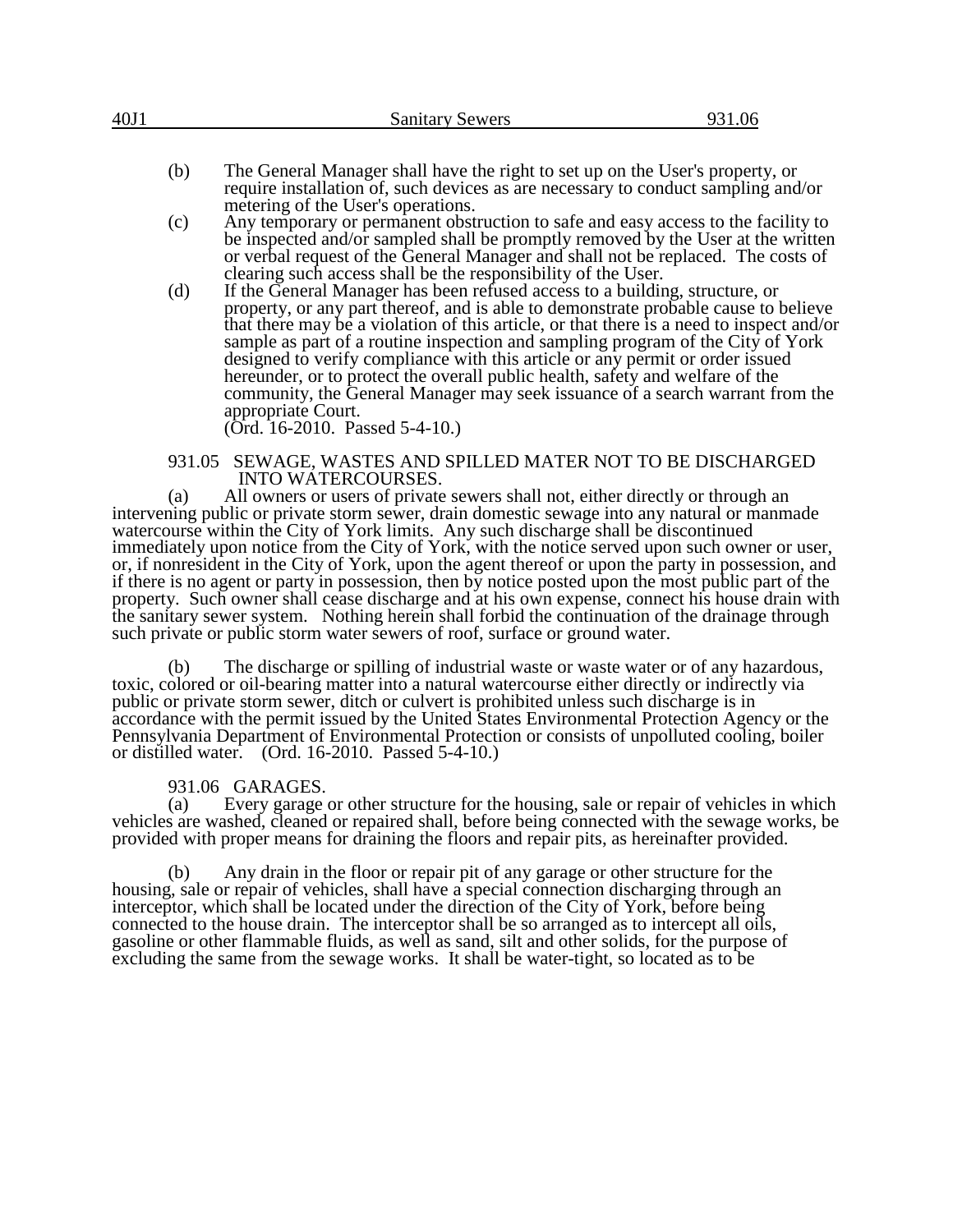(b) The General Manager shall have the right to set up on the User's property, or require installation of, such devices as are necessary to conduct sampling and/or metering of the User's operations.

(c) Any temporary or permanent obstruction to safe and easy access to the facility to be inspected and/or sampled shall be promptly removed by the User at the written or verbal request of the General Manager and shall not be replaced. The costs of clearing such access shall be the responsibility of the User.

(d) If the General Manager has been refused access to a building, structure, or property, or any part thereof, and is able to demonstrate probable cause to believe that there may be a violation of this article, or that there is a need to inspect and/or sample as part of a routine inspection and sampling program of the City of York designed to verify compliance with this article or any permit or order issued hereunder, or to protect the overall public health, safety and welfare of the community, the General Manager may seek issuance of a search warrant from the appropriate Court.
(Ord. 16-2010. Passed 5-4-10.)

931.05 SEWAGE, WASTES AND SPILLED MATER NOT TO BE DISCHARGED INTO WATERCOURSES.

(a) All owners or users of private sewers shall not, either directly or through an intervening public or private storm sewer, drain domestic sewage into any natural or manmade watercourse within the City of York limits. Any such discharge shall be discontinued immediately upon notice from the City of York, with the notice served upon such owner or user, or, if nonresident in the City of York, upon the agent thereof or upon the party in possession, and if there is no agent or party in possession, then by notice posted upon the most public part of the property. Such owner shall cease discharge and at his own expense, connect his house drain with the sanitary sewer system. Nothing herein shall forbid the continuation of the drainage through such private or public storm water sewers of roof, surface or ground water.

(b) The discharge or spilling of industrial waste or waste water or of any hazardous, toxic, colored or oil-bearing matter into a natural watercourse either directly or indirectly via public or private storm sewer, ditch or culvert is prohibited unless such discharge is in accordance with the permit issued by the United States Environmental Protection Agency or the Pennsylvania Department of Environmental Protection or consists of unpolluted cooling, boiler or distilled water. (Ord. 16-2010. Passed 5-4-10.)

931.06 GARAGES.

(a) Every garage or other structure for the housing, sale or repair of vehicles in which vehicles are washed, cleaned or repaired shall, before being connected with the sewage works, be provided with proper means for draining the floors and repair pits, as hereinafter provided.

(b) Any drain in the floor or repair pit of any garage or other structure for the housing, sale or repair of vehicles, shall have a special connection discharging through an interceptor, which shall be located under the direction of the City of York, before being connected to the house drain. The interceptor shall be so arranged as to intercept all oils, gasoline or other flammable fluids, as well as sand, silt and other solids, for the purpose of excluding the same from the sewage works. It shall be water-tight, so located as to be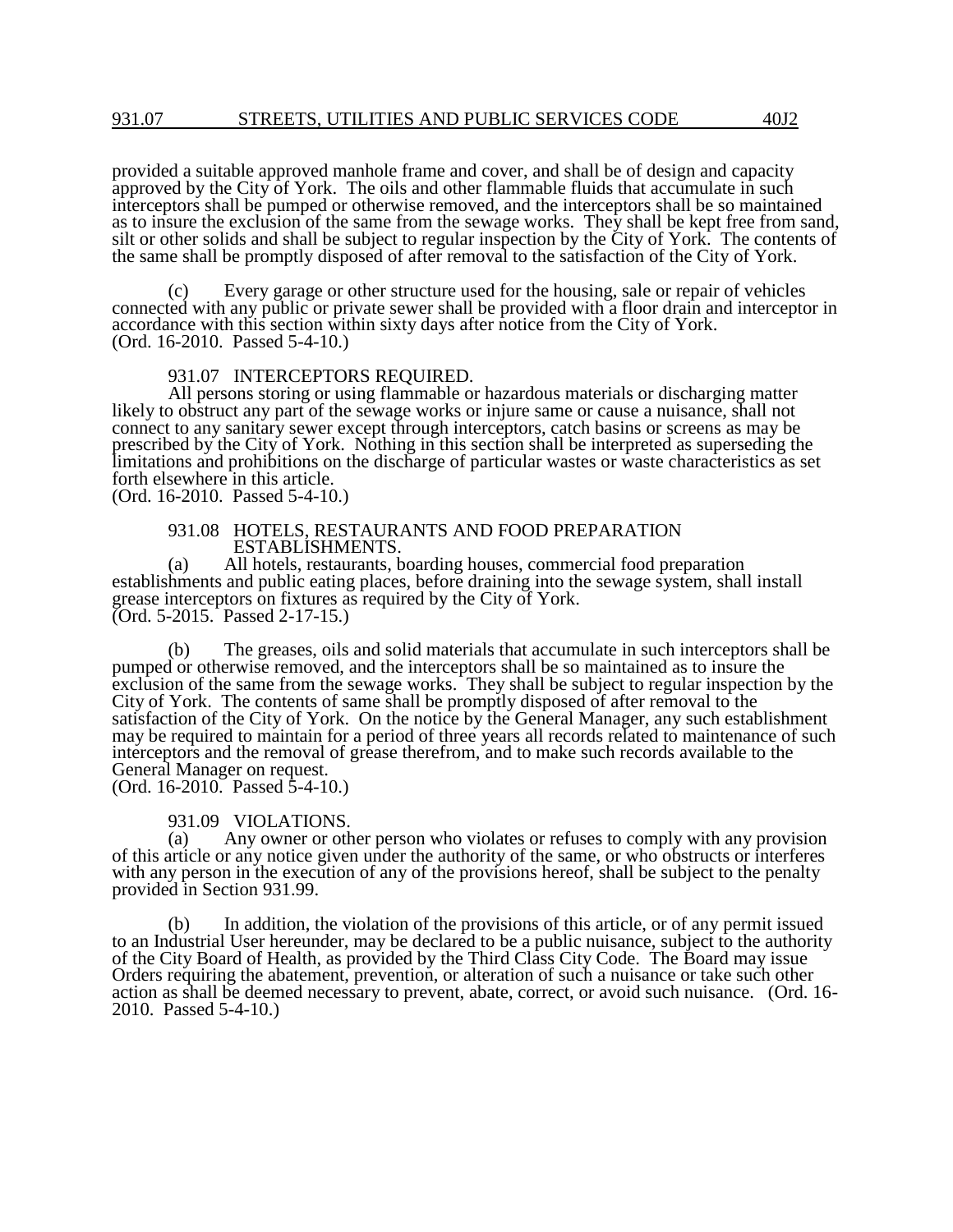provided a suitable approved manhole frame and cover, and shall be of design and capacity approved by the City of York. The oils and other flammable fluids that accumulate in such interceptors shall be pumped or otherwise removed, and the interceptors shall be so maintained as to insure the exclusion of the same from the sewage works. They shall be kept free from sand, silt or other solids and shall be subject to regular inspection by the City of York. The contents of the same shall be promptly disposed of after removal to the satisfaction of the City of York.

(c) Every garage or other structure used for the housing, sale or repair of vehicles connected with any public or private sewer shall be provided with a floor drain and interceptor in accordance with this section within sixty days after notice from the City of York.
(Ord. 16-2010. Passed 5-4-10.)

### 931.07 INTERCEPTORS REQUIRED.

All persons storing or using flammable or hazardous materials or discharging matter likely to obstruct any part of the sewage works or injure same or cause a nuisance, shall not connect to any sanitary sewer except through interceptors, catch basins or screens as may be prescribed by the City of York. Nothing in this section shall be interpreted as superseding the limitations and prohibitions on the discharge of particular wastes or waste characteristics as set forth elsewhere in this article.
(Ord. 16-2010. Passed 5-4-10.)

### 931.08 HOTELS, RESTAURANTS AND FOOD PREPARATION ESTABLISHMENTS.

(a) All hotels, restaurants, boarding houses, commercial food preparation establishments and public eating places, before draining into the sewage system, shall install grease interceptors on fixtures as required by the City of York.
(Ord. 5-2015. Passed 2-17-15.)

(b) The greases, oils and solid materials that accumulate in such interceptors shall be pumped or otherwise removed, and the interceptors shall be so maintained as to insure the exclusion of the same from the sewage works. They shall be subject to regular inspection by the City of York. The contents of same shall be promptly disposed of after removal to the satisfaction of the City of York. On the notice by the General Manager, any such establishment may be required to maintain for a period of three years all records related to maintenance of such interceptors and the removal of grease therefrom, and to make such records available to the General Manager on request.
(Ord. 16-2010. Passed 5-4-10.)

### 931.09 VIOLATIONS.

(a) Any owner or other person who violates or refuses to comply with any provision of this article or any notice given under the authority of the same, or who obstructs or interferes with any person in the execution of any of the provisions hereof, shall be subject to the penalty provided in Section 931.99.

(b) In addition, the violation of the provisions of this article, or of any permit issued to an Industrial User hereunder, may be declared to be a public nuisance, subject to the authority of the City Board of Health, as provided by the Third Class City Code. The Board may issue Orders requiring the abatement, prevention, or alteration of such a nuisance or take such other action as shall be deemed necessary to prevent, abate, correct, or avoid such nuisance. (Ord. 16-2010. Passed 5-4-10.)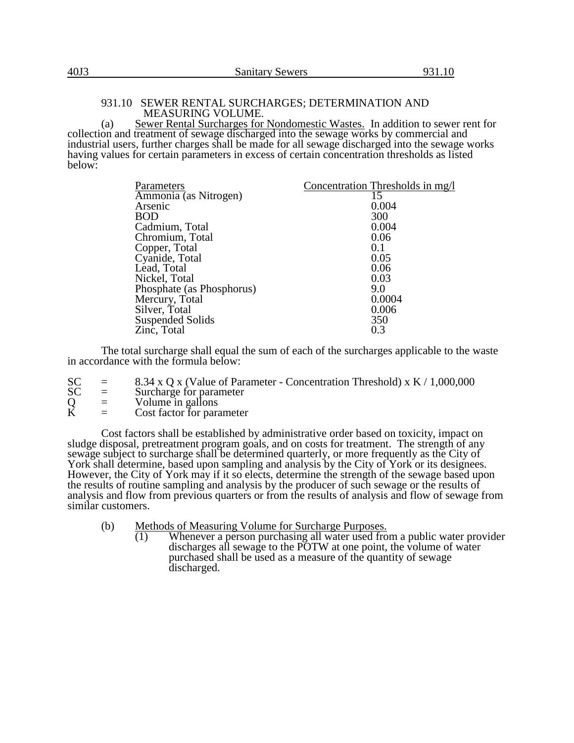### 931.10 SEWER RENTAL SURCHARGES; DETERMINATION AND MEASURING VOLUME.

(a) Sewer Rental Surcharges for Nondomestic Wastes. In addition to sewer rent for collection and treatment of sewage discharged into the sewage works by commercial and industrial users, further charges shall be made for all sewage discharged into the sewage works having values for certain parameters in excess of certain concentration thresholds as listed below:

| Parameters | Concentration Thresholds in mg/l |
|---|---|
| Ammonia (as Nitrogen) | 15 |
| Arsenic | 0.004 |
| BOD | 300 |
| Cadmium, Total | 0.004 |
| Chromium, Total | 0.06 |
| Copper, Total | 0.1 |
| Cyanide, Total | 0.05 |
| Lead, Total | 0.06 |
| Nickel, Total | 0.03 |
| Phosphate (as Phosphorus) | 9.0 |
| Mercury, Total | 0.0004 |
| Silver, Total | 0.006 |
| Suspended Solids | 350 |
| Zinc, Total | 0.3 |

The total surcharge shall equal the sum of each of the surcharges applicable to the waste in accordance with the formula below:

$$SC = 8.34 \times Q \times (\text{Value of Parameter} - \text{Concentration Threshold}) \times K / 1{,}000{,}000$$

SC = Surcharge for parameter
Q = Volume in gallons
K = Cost factor for parameter

Cost factors shall be established by administrative order based on toxicity, impact on sludge disposal, pretreatment program goals, and on costs for treatment. The strength of any sewage subject to surcharge shall be determined quarterly, or more frequently as the City of York shall determine, based upon sampling and analysis by the City of York or its designees. However, the City of York may if it so elects, determine the strength of the sewage based upon the results of routine sampling and analysis by the producer of such sewage or the results of analysis and flow from previous quarters or from the results of analysis and flow of sewage from similar customers.

(b) Methods of Measuring Volume for Surcharge Purposes.

(1) Whenever a person purchasing all water used from a public water provider discharges all sewage to the POTW at one point, the volume of water purchased shall be used as a measure of the quantity of sewage discharged.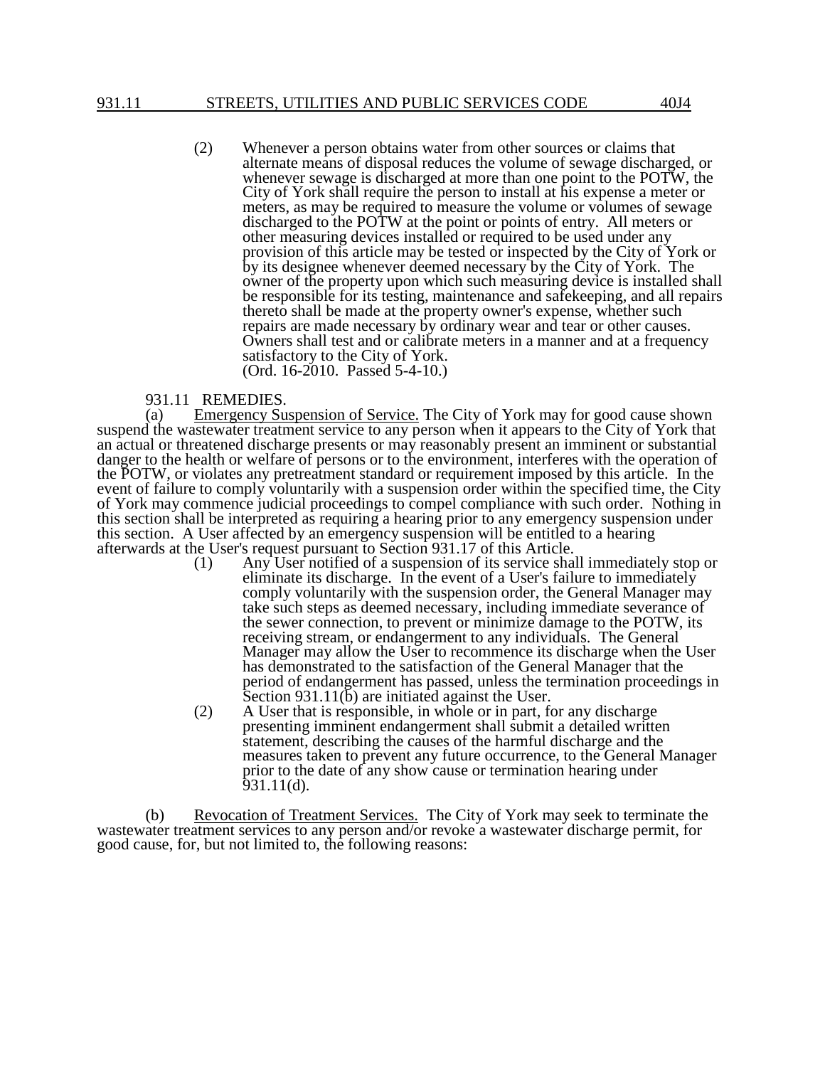(2) Whenever a person obtains water from other sources or claims that alternate means of disposal reduces the volume of sewage discharged, or whenever sewage is discharged at more than one point to the POTW, the City of York shall require the person to install at his expense a meter or meters, as may be required to measure the volume or volumes of sewage discharged to the POTW at the point or points of entry. All meters or other measuring devices installed or required to be used under any provision of this article may be tested or inspected by the City of York or by its designee whenever deemed necessary by the City of York. The owner of the property upon which such measuring device is installed shall be responsible for its testing, maintenance and safekeeping, and all repairs thereto shall be made at the property owner's expense, whether such repairs are made necessary by ordinary wear and tear or other causes. Owners shall test and or calibrate meters in a manner and at a frequency satisfactory to the City of York.
(Ord. 16-2010. Passed 5-4-10.)

## 931.11 REMEDIES.

(a) Emergency Suspension of Service. The City of York may for good cause shown suspend the wastewater treatment service to any person when it appears to the City of York that an actual or threatened discharge presents or may reasonably present an imminent or substantial danger to the health or welfare of persons or to the environment, interferes with the operation of the POTW, or violates any pretreatment standard or requirement imposed by this article. In the event of failure to comply voluntarily with a suspension order within the specified time, the City of York may commence judicial proceedings to compel compliance with such order. Nothing in this section shall be interpreted as requiring a hearing prior to any emergency suspension under this section. A User affected by an emergency suspension will be entitled to a hearing afterwards at the User's request pursuant to Section 931.17 of this Article.

(1) Any User notified of a suspension of its service shall immediately stop or eliminate its discharge. In the event of a User's failure to immediately comply voluntarily with the suspension order, the General Manager may take such steps as deemed necessary, including immediate severance of the sewer connection, to prevent or minimize damage to the POTW, its receiving stream, or endangerment to any individuals. The General Manager may allow the User to recommence its discharge when the User has demonstrated to the satisfaction of the General Manager that the period of endangerment has passed, unless the termination proceedings in Section 931.11(b) are initiated against the User.

(2) A User that is responsible, in whole or in part, for any discharge presenting imminent endangerment shall submit a detailed written statement, describing the causes of the harmful discharge and the measures taken to prevent any future occurrence, to the General Manager prior to the date of any show cause or termination hearing under 931.11(d).

(b) Revocation of Treatment Services. The City of York may seek to terminate the wastewater treatment services to any person and/or revoke a wastewater discharge permit, for good cause, for, but not limited to, the following reasons: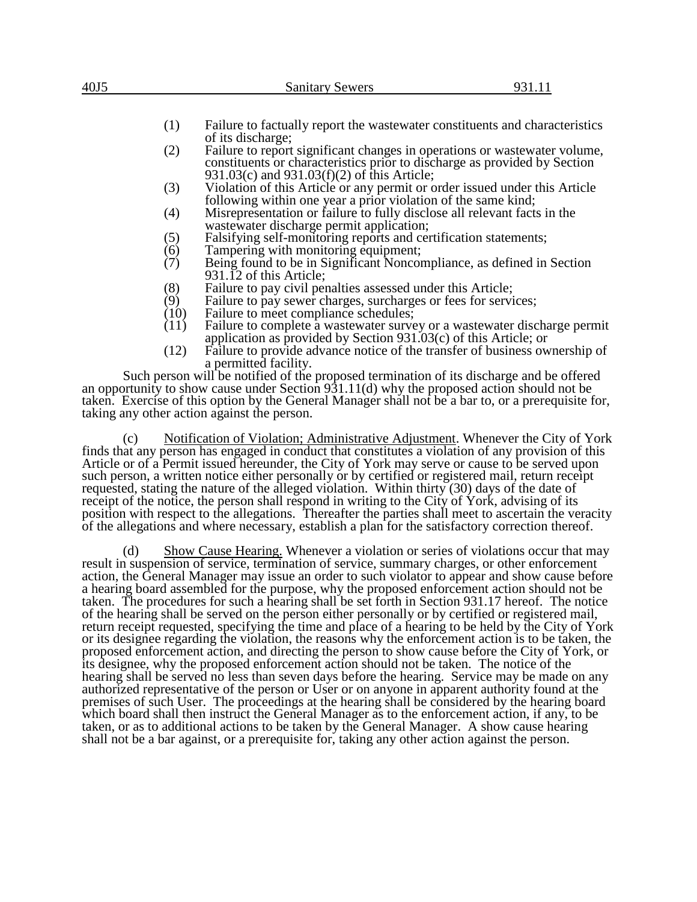(1) Failure to factually report the wastewater constituents and characteristics of its discharge;
(2) Failure to report significant changes in operations or wastewater volume, constituents or characteristics prior to discharge as provided by Section 931.03(c) and 931.03(f)(2) of this Article;
(3) Violation of this Article or any permit or order issued under this Article following within one year a prior violation of the same kind;
(4) Misrepresentation or failure to fully disclose all relevant facts in the wastewater discharge permit application;
(5) Falsifying self-monitoring reports and certification statements;
(6) Tampering with monitoring equipment;
(7) Being found to be in Significant Noncompliance, as defined in Section 931.12 of this Article;
(8) Failure to pay civil penalties assessed under this Article;
(9) Failure to pay sewer charges, surcharges or fees for services;
(10) Failure to meet compliance schedules;
(11) Failure to complete a wastewater survey or a wastewater discharge permit application as provided by Section 931.03(c) of this Article; or
(12) Failure to provide advance notice of the transfer of business ownership of a permitted facility.

Such person will be notified of the proposed termination of its discharge and be offered an opportunity to show cause under Section 931.11(d) why the proposed action should not be taken. Exercise of this option by the General Manager shall not be a bar to, or a prerequisite for, taking any other action against the person.

(c) Notification of Violation; Administrative Adjustment. Whenever the City of York finds that any person has engaged in conduct that constitutes a violation of any provision of this Article or of a Permit issued hereunder, the City of York may serve or cause to be served upon such person, a written notice either personally or by certified or registered mail, return receipt requested, stating the nature of the alleged violation. Within thirty (30) days of the date of receipt of the notice, the person shall respond in writing to the City of York, advising of its position with respect to the allegations. Thereafter the parties shall meet to ascertain the veracity of the allegations and where necessary, establish a plan for the satisfactory correction thereof.

(d) Show Cause Hearing. Whenever a violation or series of violations occur that may result in suspension of service, termination of service, summary charges, or other enforcement action, the General Manager may issue an order to such violator to appear and show cause before a hearing board assembled for the purpose, why the proposed enforcement action should not be taken. The procedures for such a hearing shall be set forth in Section 931.17 hereof. The notice of the hearing shall be served on the person either personally or by certified or registered mail, return receipt requested, specifying the time and place of a hearing to be held by the City of York or its designee regarding the violation, the reasons why the enforcement action is to be taken, the proposed enforcement action, and directing the person to show cause before the City of York, or its designee, why the proposed enforcement action should not be taken. The notice of the hearing shall be served no less than seven days before the hearing. Service may be made on any authorized representative of the person or User or on anyone in apparent authority found at the premises of such User. The proceedings at the hearing shall be considered by the hearing board which board shall then instruct the General Manager as to the enforcement action, if any, to be taken, or as to additional actions to be taken by the General Manager. A show cause hearing shall not be a bar against, or a prerequisite for, taking any other action against the person.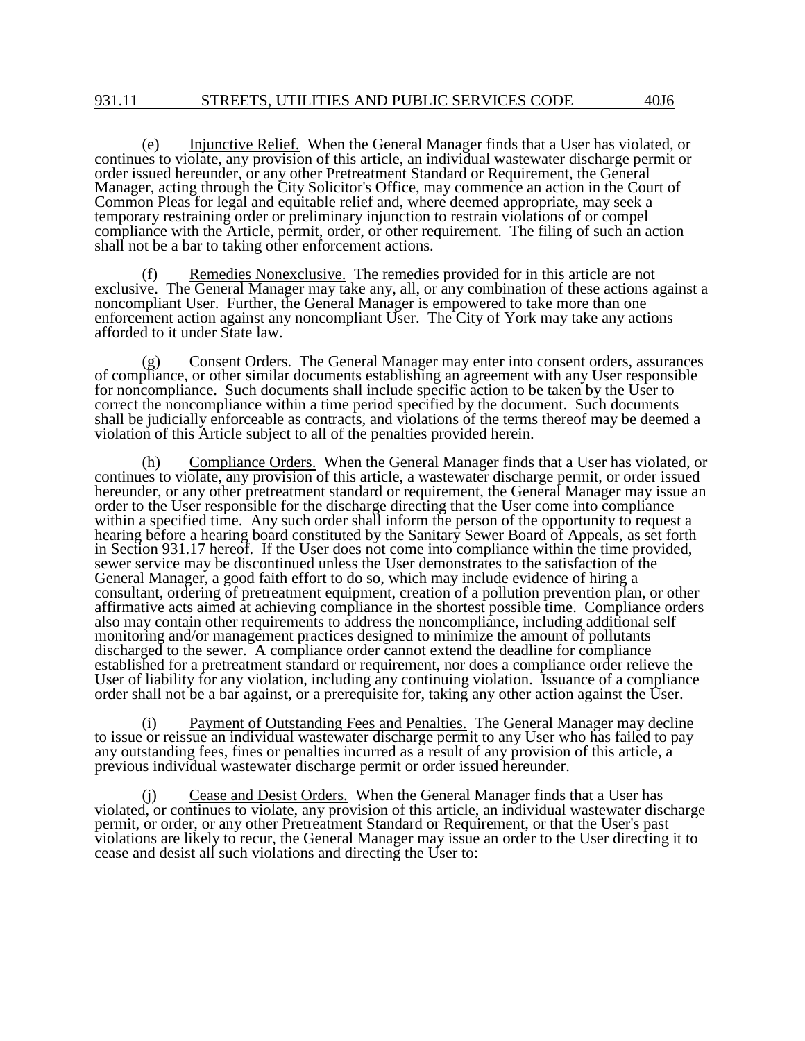(e) Injunctive Relief. When the General Manager finds that a User has violated, or continues to violate, any provision of this article, an individual wastewater discharge permit or order issued hereunder, or any other Pretreatment Standard or Requirement, the General Manager, acting through the City Solicitor's Office, may commence an action in the Court of Common Pleas for legal and equitable relief and, where deemed appropriate, may seek a temporary restraining order or preliminary injunction to restrain violations of or compel compliance with the Article, permit, order, or other requirement. The filing of such an action shall not be a bar to taking other enforcement actions.

(f) Remedies Nonexclusive. The remedies provided for in this article are not exclusive. The General Manager may take any, all, or any combination of these actions against a noncompliant User. Further, the General Manager is empowered to take more than one enforcement action against any noncompliant User. The City of York may take any actions afforded to it under State law.

(g) Consent Orders. The General Manager may enter into consent orders, assurances of compliance, or other similar documents establishing an agreement with any User responsible for noncompliance. Such documents shall include specific action to be taken by the User to correct the noncompliance within a time period specified by the document. Such documents shall be judicially enforceable as contracts, and violations of the terms thereof may be deemed a violation of this Article subject to all of the penalties provided herein.

(h) Compliance Orders. When the General Manager finds that a User has violated, or continues to violate, any provision of this article, a wastewater discharge permit, or order issued hereunder, or any other pretreatment standard or requirement, the General Manager may issue an order to the User responsible for the discharge directing that the User come into compliance within a specified time. Any such order shall inform the person of the opportunity to request a hearing before a hearing board constituted by the Sanitary Sewer Board of Appeals, as set forth in Section 931.17 hereof. If the User does not come into compliance within the time provided, sewer service may be discontinued unless the User demonstrates to the satisfaction of the General Manager, a good faith effort to do so, which may include evidence of hiring a consultant, ordering of pretreatment equipment, creation of a pollution prevention plan, or other affirmative acts aimed at achieving compliance in the shortest possible time. Compliance orders also may contain other requirements to address the noncompliance, including additional self monitoring and/or management practices designed to minimize the amount of pollutants discharged to the sewer. A compliance order cannot extend the deadline for compliance established for a pretreatment standard or requirement, nor does a compliance order relieve the User of liability for any violation, including any continuing violation. Issuance of a compliance order shall not be a bar against, or a prerequisite for, taking any other action against the User.

(i) Payment of Outstanding Fees and Penalties. The General Manager may decline to issue or reissue an individual wastewater discharge permit to any User who has failed to pay any outstanding fees, fines or penalties incurred as a result of any provision of this article, a previous individual wastewater discharge permit or order issued hereunder.

(j) Cease and Desist Orders. When the General Manager finds that a User has violated, or continues to violate, any provision of this article, an individual wastewater discharge permit, or order, or any other Pretreatment Standard or Requirement, or that the User's past violations are likely to recur, the General Manager may issue an order to the User directing it to cease and desist all such violations and directing the User to: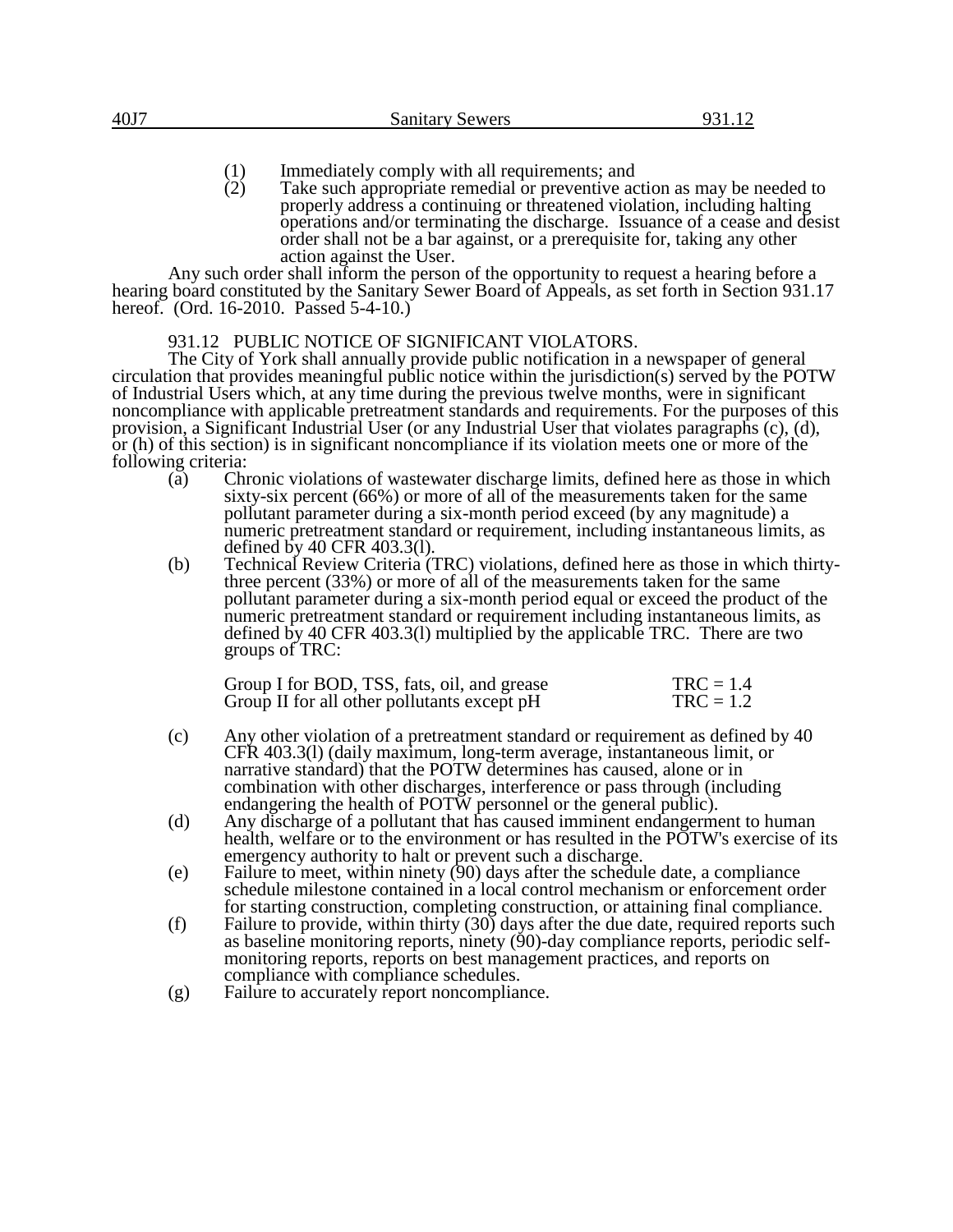(1) Immediately comply with all requirements; and

(2) Take such appropriate remedial or preventive action as may be needed to properly address a continuing or threatened violation, including halting operations and/or terminating the discharge. Issuance of a cease and desist order shall not be a bar against, or a prerequisite for, taking any other action against the User.

Any such order shall inform the person of the opportunity to request a hearing before a hearing board constituted by the Sanitary Sewer Board of Appeals, as set forth in Section 931.17 hereof. (Ord. 16-2010. Passed 5-4-10.)

931.12 PUBLIC NOTICE OF SIGNIFICANT VIOLATORS.

The City of York shall annually provide public notification in a newspaper of general circulation that provides meaningful public notice within the jurisdiction(s) served by the POTW of Industrial Users which, at any time during the previous twelve months, were in significant noncompliance with applicable pretreatment standards and requirements. For the purposes of this provision, a Significant Industrial User (or any Industrial User that violates paragraphs (c), (d), or (h) of this section) is in significant noncompliance if its violation meets one or more of the following criteria:

(a) Chronic violations of wastewater discharge limits, defined here as those in which sixty-six percent (66%) or more of all of the measurements taken for the same pollutant parameter during a six-month period exceed (by any magnitude) a numeric pretreatment standard or requirement, including instantaneous limits, as defined by 40 CFR 403.3(l).

(b) Technical Review Criteria (TRC) violations, defined here as those in which thirty-three percent (33%) or more of all of the measurements taken for the same pollutant parameter during a six-month period equal or exceed the product of the numeric pretreatment standard or requirement including instantaneous limits, as defined by 40 CFR 403.3(l) multiplied by the applicable TRC. There are two groups of TRC:

| | |
|---|---|
| Group I for BOD, TSS, fats, oil, and grease | TRC = 1.4 |
| Group II for all other pollutants except pH | TRC = 1.2 |

(c) Any other violation of a pretreatment standard or requirement as defined by 40 CFR 403.3(l) (daily maximum, long-term average, instantaneous limit, or narrative standard) that the POTW determines has caused, alone or in combination with other discharges, interference or pass through (including endangering the health of POTW personnel or the general public).

(d) Any discharge of a pollutant that has caused imminent endangerment to human health, welfare or to the environment or has resulted in the POTW's exercise of its emergency authority to halt or prevent such a discharge.

(e) Failure to meet, within ninety (90) days after the schedule date, a compliance schedule milestone contained in a local control mechanism or enforcement order for starting construction, completing construction, or attaining final compliance.

(f) Failure to provide, within thirty (30) days after the due date, required reports such as baseline monitoring reports, ninety (90)-day compliance reports, periodic self-monitoring reports, reports on best management practices, and reports on compliance with compliance schedules.

(g) Failure to accurately report noncompliance.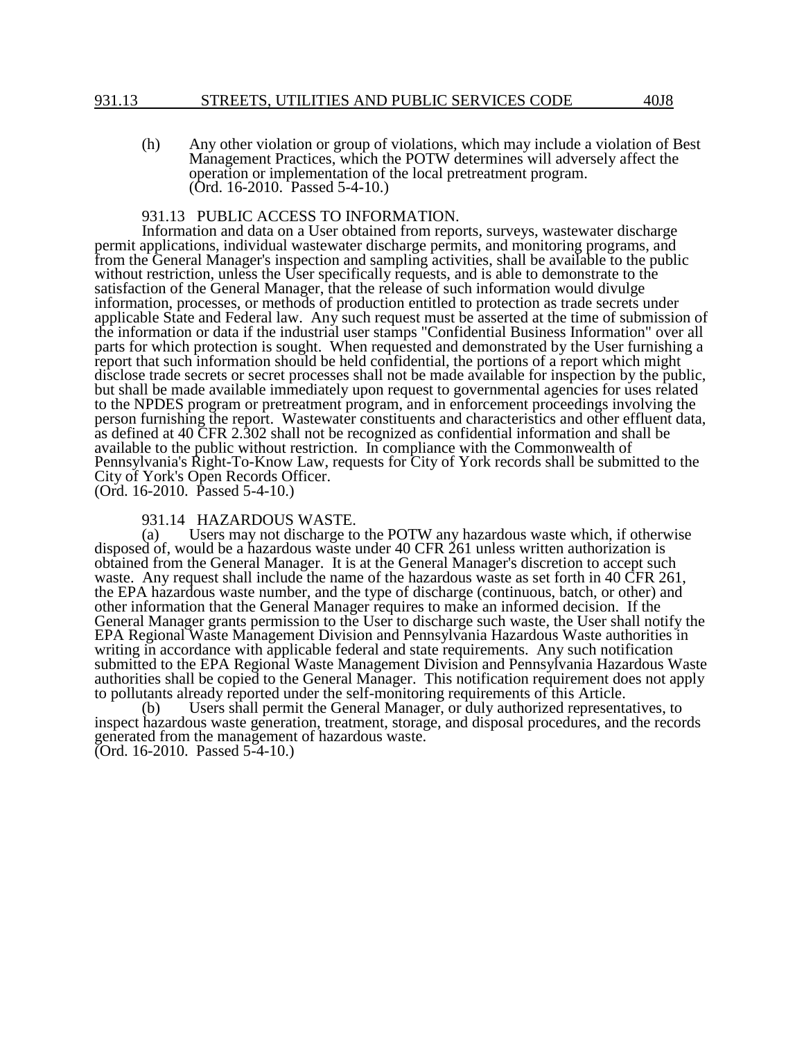(h) Any other violation or group of violations, which may include a violation of Best Management Practices, which the POTW determines will adversely affect the operation or implementation of the local pretreatment program.
(Ord. 16-2010. Passed 5-4-10.)

## 931.13 PUBLIC ACCESS TO INFORMATION.

Information and data on a User obtained from reports, surveys, wastewater discharge permit applications, individual wastewater discharge permits, and monitoring programs, and from the General Manager's inspection and sampling activities, shall be available to the public without restriction, unless the User specifically requests, and is able to demonstrate to the satisfaction of the General Manager, that the release of such information would divulge information, processes, or methods of production entitled to protection as trade secrets under applicable State and Federal law. Any such request must be asserted at the time of submission of the information or data if the industrial user stamps "Confidential Business Information" over all parts for which protection is sought. When requested and demonstrated by the User furnishing a report that such information should be held confidential, the portions of a report which might disclose trade secrets or secret processes shall not be made available for inspection by the public, but shall be made available immediately upon request to governmental agencies for uses related to the NPDES program or pretreatment program, and in enforcement proceedings involving the person furnishing the report. Wastewater constituents and characteristics and other effluent data, as defined at 40 CFR 2.302 shall not be recognized as confidential information and shall be available to the public without restriction. In compliance with the Commonwealth of Pennsylvania's Right-To-Know Law, requests for City of York records shall be submitted to the City of York's Open Records Officer.
(Ord. 16-2010. Passed 5-4-10.)

## 931.14 HAZARDOUS WASTE.

(a) Users may not discharge to the POTW any hazardous waste which, if otherwise disposed of, would be a hazardous waste under 40 CFR 261 unless written authorization is obtained from the General Manager. It is at the General Manager's discretion to accept such waste. Any request shall include the name of the hazardous waste as set forth in 40 CFR 261, the EPA hazardous waste number, and the type of discharge (continuous, batch, or other) and other information that the General Manager requires to make an informed decision. If the General Manager grants permission to the User to discharge such waste, the User shall notify the EPA Regional Waste Management Division and Pennsylvania Hazardous Waste authorities in writing in accordance with applicable federal and state requirements. Any such notification submitted to the EPA Regional Waste Management Division and Pennsylvania Hazardous Waste authorities shall be copied to the General Manager. This notification requirement does not apply to pollutants already reported under the self-monitoring requirements of this Article.

(b) Users shall permit the General Manager, or duly authorized representatives, to inspect hazardous waste generation, treatment, storage, and disposal procedures, and the records generated from the management of hazardous waste.
(Ord. 16-2010. Passed 5-4-10.)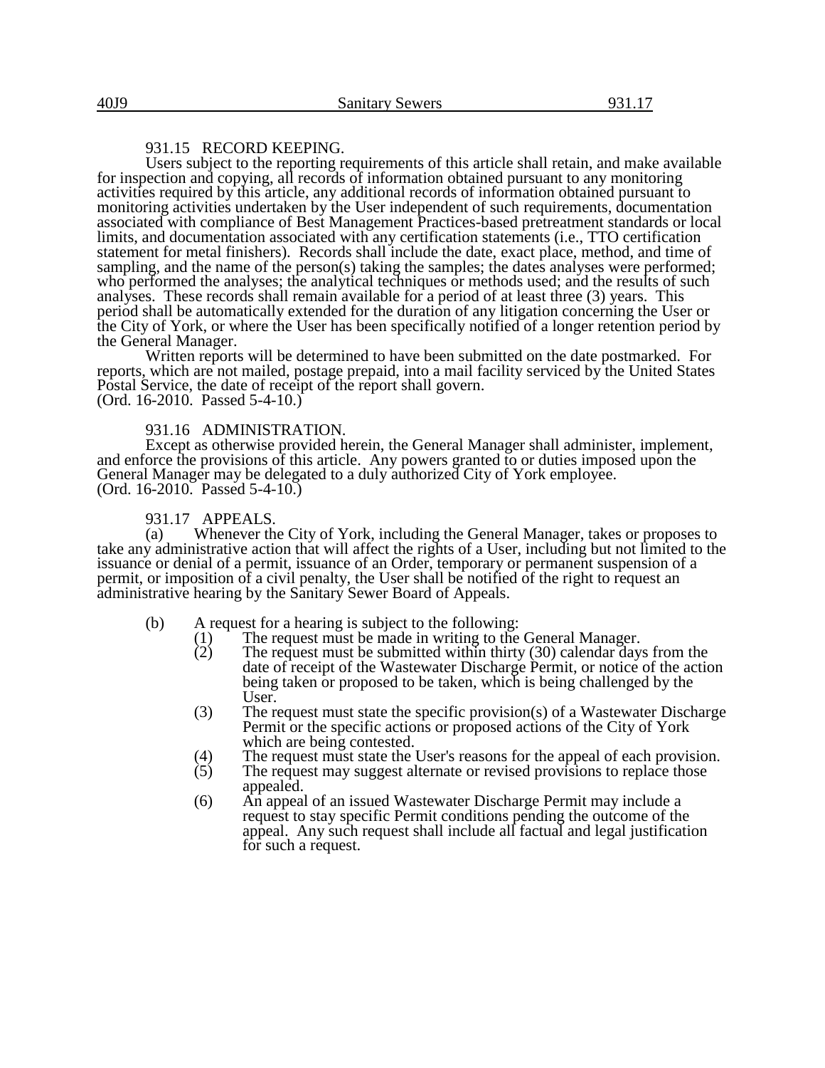### 931.15 RECORD KEEPING.

Users subject to the reporting requirements of this article shall retain, and make available for inspection and copying, all records of information obtained pursuant to any monitoring activities required by this article, any additional records of information obtained pursuant to monitoring activities undertaken by the User independent of such requirements, documentation associated with compliance of Best Management Practices-based pretreatment standards or local limits, and documentation associated with any certification statements (i.e., TTO certification statement for metal finishers). Records shall include the date, exact place, method, and time of sampling, and the name of the person(s) taking the samples; the dates analyses were performed; who performed the analyses; the analytical techniques or methods used; and the results of such analyses. These records shall remain available for a period of at least three (3) years. This period shall be automatically extended for the duration of any litigation concerning the User or the City of York, or where the User has been specifically notified of a longer retention period by the General Manager.

Written reports will be determined to have been submitted on the date postmarked. For reports, which are not mailed, postage prepaid, into a mail facility serviced by the United States Postal Service, the date of receipt of the report shall govern.
(Ord. 16-2010. Passed 5-4-10.)

### 931.16 ADMINISTRATION.

Except as otherwise provided herein, the General Manager shall administer, implement, and enforce the provisions of this article. Any powers granted to or duties imposed upon the General Manager may be delegated to a duly authorized City of York employee.
(Ord. 16-2010. Passed 5-4-10.)

### 931.17 APPEALS.

(a) Whenever the City of York, including the General Manager, takes or proposes to take any administrative action that will affect the rights of a User, including but not limited to the issuance or denial of a permit, issuance of an Order, temporary or permanent suspension of a permit, or imposition of a civil penalty, the User shall be notified of the right to request an administrative hearing by the Sanitary Sewer Board of Appeals.

(b) A request for a hearing is subject to the following:

- (1) The request must be made in writing to the General Manager.
- (2) The request must be submitted within thirty (30) calendar days from the date of receipt of the Wastewater Discharge Permit, or notice of the action being taken or proposed to be taken, which is being challenged by the User.
- (3) The request must state the specific provision(s) of a Wastewater Discharge Permit or the specific actions or proposed actions of the City of York which are being contested.
- (4) The request must state the User's reasons for the appeal of each provision.
- (5) The request may suggest alternate or revised provisions to replace those appealed.
- (6) An appeal of an issued Wastewater Discharge Permit may include a request to stay specific Permit conditions pending the outcome of the appeal. Any such request shall include all factual and legal justification for such a request.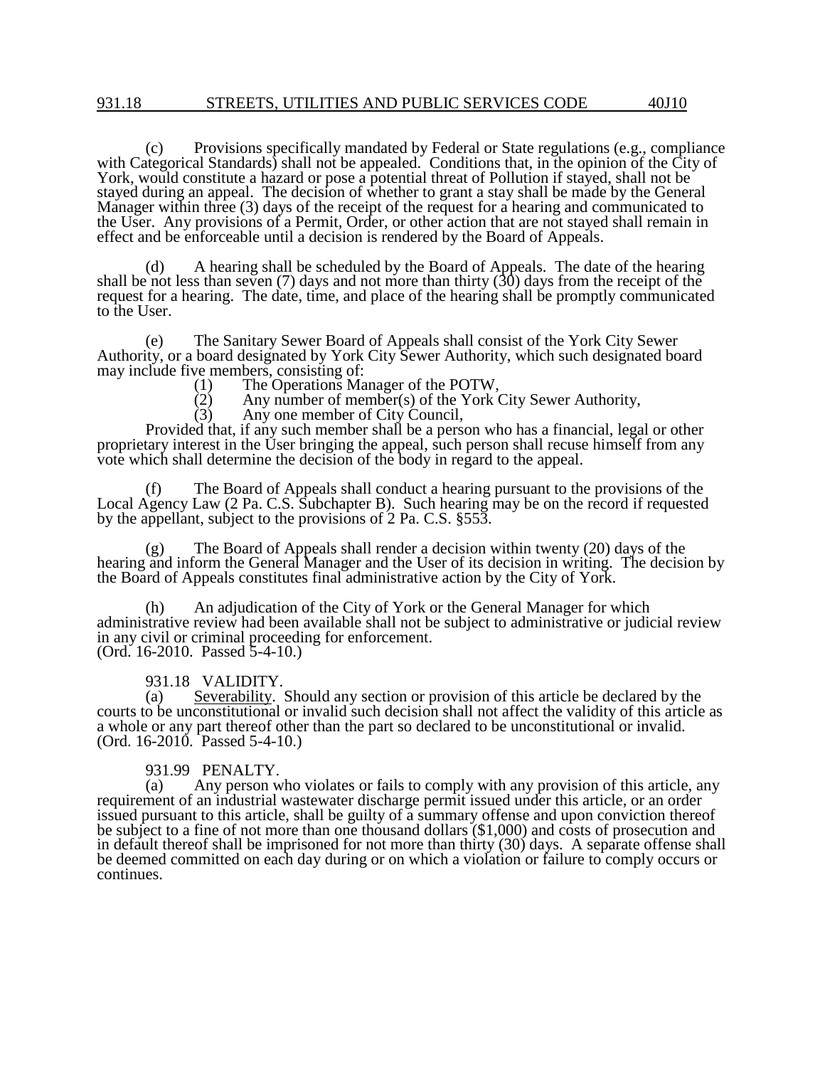(c) Provisions specifically mandated by Federal or State regulations (e.g., compliance with Categorical Standards) shall not be appealed. Conditions that, in the opinion of the City of York, would constitute a hazard or pose a potential threat of Pollution if stayed, shall not be stayed during an appeal. The decision of whether to grant a stay shall be made by the General Manager within three (3) days of the receipt of the request for a hearing and communicated to the User. Any provisions of a Permit, Order, or other action that are not stayed shall remain in effect and be enforceable until a decision is rendered by the Board of Appeals.

(d) A hearing shall be scheduled by the Board of Appeals. The date of the hearing shall be not less than seven (7) days and not more than thirty (30) days from the receipt of the request for a hearing. The date, time, and place of the hearing shall be promptly communicated to the User.

(e) The Sanitary Sewer Board of Appeals shall consist of the York City Sewer Authority, or a board designated by York City Sewer Authority, which such designated board may include five members, consisting of:

(1) The Operations Manager of the POTW,

(2) Any number of member(s) of the York City Sewer Authority,

(3) Any one member of City Council,

Provided that, if any such member shall be a person who has a financial, legal or other proprietary interest in the User bringing the appeal, such person shall recuse himself from any vote which shall determine the decision of the body in regard to the appeal.

(f) The Board of Appeals shall conduct a hearing pursuant to the provisions of the Local Agency Law (2 Pa. C.S. Subchapter B). Such hearing may be on the record if requested by the appellant, subject to the provisions of 2 Pa. C.S. §553.

(g) The Board of Appeals shall render a decision within twenty (20) days of the hearing and inform the General Manager and the User of its decision in writing. The decision by the Board of Appeals constitutes final administrative action by the City of York.

(h) An adjudication of the City of York or the General Manager for which administrative review had been available shall not be subject to administrative or judicial review in any civil or criminal proceeding for enforcement.
(Ord. 16-2010. Passed 5-4-10.)

931.18 VALIDITY.

(a) Severability. Should any section or provision of this article be declared by the courts to be unconstitutional or invalid such decision shall not affect the validity of this article as a whole or any part thereof other than the part so declared to be unconstitutional or invalid.
(Ord. 16-2010. Passed 5-4-10.)

931.99 PENALTY.

(a) Any person who violates or fails to comply with any provision of this article, any requirement of an industrial wastewater discharge permit issued under this article, or an order issued pursuant to this article, shall be guilty of a summary offense and upon conviction thereof be subject to a fine of not more than one thousand dollars ($1,000) and costs of prosecution and in default thereof shall be imprisoned for not more than thirty (30) days. A separate offense shall be deemed committed on each day during or on which a violation or failure to comply occurs or continues.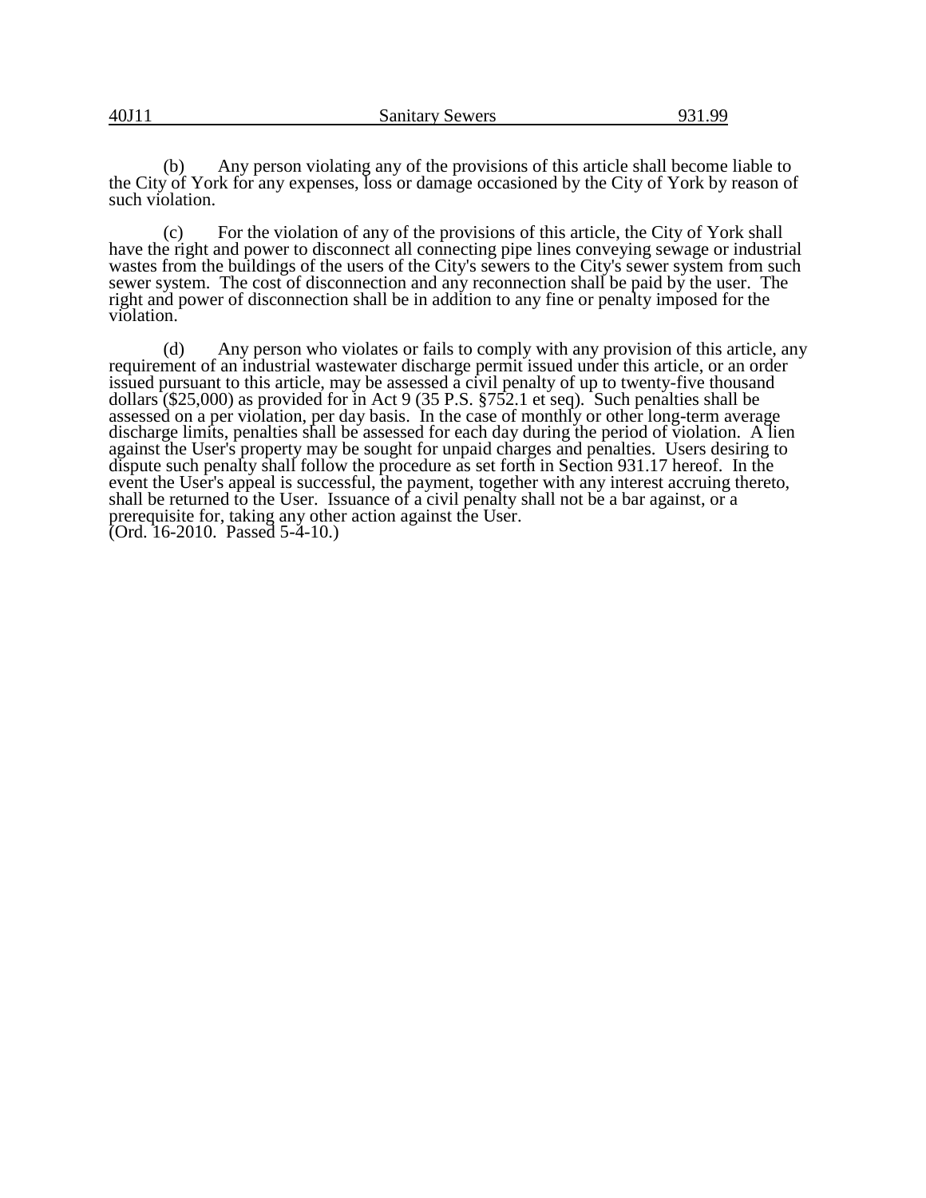(b) Any person violating any of the provisions of this article shall become liable to the City of York for any expenses, loss or damage occasioned by the City of York by reason of such violation.

(c) For the violation of any of the provisions of this article, the City of York shall have the right and power to disconnect all connecting pipe lines conveying sewage or industrial wastes from the buildings of the users of the City's sewers to the City's sewer system from such sewer system. The cost of disconnection and any reconnection shall be paid by the user. The right and power of disconnection shall be in addition to any fine or penalty imposed for the violation.

(d) Any person who violates or fails to comply with any provision of this article, any requirement of an industrial wastewater discharge permit issued under this article, or an order issued pursuant to this article, may be assessed a civil penalty of up to twenty-five thousand dollars ($25,000) as provided for in Act 9 (35 P.S. §752.1 et seq). Such penalties shall be assessed on a per violation, per day basis. In the case of monthly or other long-term average discharge limits, penalties shall be assessed for each day during the period of violation. A lien against the User's property may be sought for unpaid charges and penalties. Users desiring to dispute such penalty shall follow the procedure as set forth in Section 931.17 hereof. In the event the User's appeal is successful, the payment, together with any interest accruing thereto, shall be returned to the User. Issuance of a civil penalty shall not be a bar against, or a prerequisite for, taking any other action against the User.
(Ord. 16-2010. Passed 5-4-10.)